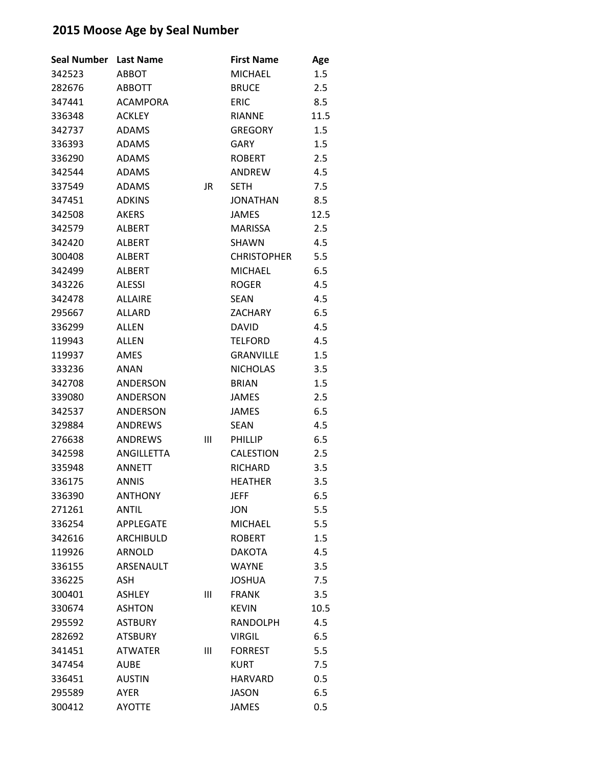# 2015 Moose Age by Seal Number

| Seal Number | Last Name | | First Name | Age |
|---|---|---|---|---|
| 342523 | ABBOT | | MICHAEL | 1.5 |
| 282676 | ABBOTT | | BRUCE | 2.5 |
| 347441 | ACAMPORA | | ERIC | 8.5 |
| 336348 | ACKLEY | | RIANNE | 11.5 |
| 342737 | ADAMS | | GREGORY | 1.5 |
| 336393 | ADAMS | | GARY | 1.5 |
| 336290 | ADAMS | | ROBERT | 2.5 |
| 342544 | ADAMS | | ANDREW | 4.5 |
| 337549 | ADAMS | JR | SETH | 7.5 |
| 347451 | ADKINS | | JONATHAN | 8.5 |
| 342508 | AKERS | | JAMES | 12.5 |
| 342579 | ALBERT | | MARISSA | 2.5 |
| 342420 | ALBERT | | SHAWN | 4.5 |
| 300408 | ALBERT | | CHRISTOPHER | 5.5 |
| 342499 | ALBERT | | MICHAEL | 6.5 |
| 343226 | ALESSI | | ROGER | 4.5 |
| 342478 | ALLAIRE | | SEAN | 4.5 |
| 295667 | ALLARD | | ZACHARY | 6.5 |
| 336299 | ALLEN | | DAVID | 4.5 |
| 119943 | ALLEN | | TELFORD | 4.5 |
| 119937 | AMES | | GRANVILLE | 1.5 |
| 333236 | ANAN | | NICHOLAS | 3.5 |
| 342708 | ANDERSON | | BRIAN | 1.5 |
| 339080 | ANDERSON | | JAMES | 2.5 |
| 342537 | ANDERSON | | JAMES | 6.5 |
| 329884 | ANDREWS | | SEAN | 4.5 |
| 276638 | ANDREWS | III | PHILLIP | 6.5 |
| 342598 | ANGILLETTA | | CALESTION | 2.5 |
| 335948 | ANNETT | | RICHARD | 3.5 |
| 336175 | ANNIS | | HEATHER | 3.5 |
| 336390 | ANTHONY | | JEFF | 6.5 |
| 271261 | ANTIL | | JON | 5.5 |
| 336254 | APPLEGATE | | MICHAEL | 5.5 |
| 342616 | ARCHIBULD | | ROBERT | 1.5 |
| 119926 | ARNOLD | | DAKOTA | 4.5 |
| 336155 | ARSENAULT | | WAYNE | 3.5 |
| 336225 | ASH | | JOSHUA | 7.5 |
| 300401 | ASHLEY | III | FRANK | 3.5 |
| 330674 | ASHTON | | KEVIN | 10.5 |
| 295592 | ASTBURY | | RANDOLPH | 4.5 |
| 282692 | ATSBURY | | VIRGIL | 6.5 |
| 341451 | ATWATER | III | FORREST | 5.5 |
| 347454 | AUBE | | KURT | 7.5 |
| 336451 | AUSTIN | | HARVARD | 0.5 |
| 295589 | AYER | | JASON | 6.5 |
| 300412 | AYOTTE | | JAMES | 0.5 |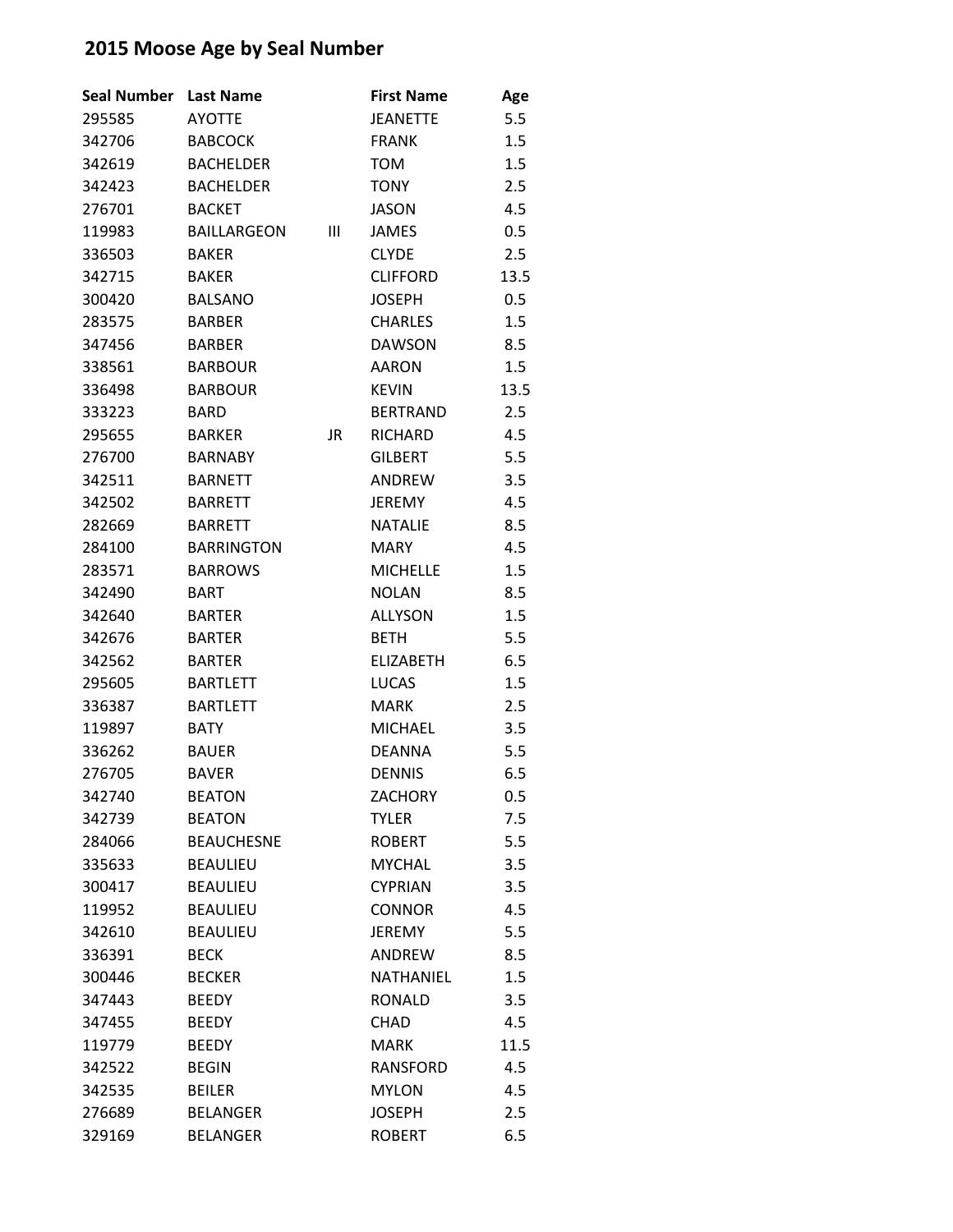# 2015 Moose Age by Seal Number

| Seal Number | Last Name | | First Name | Age |
|---|---|---|---|---|
| 295585 | AYOTTE | | JEANETTE | 5.5 |
| 342706 | BABCOCK | | FRANK | 1.5 |
| 342619 | BACHELDER | | TOM | 1.5 |
| 342423 | BACHELDER | | TONY | 2.5 |
| 276701 | BACKET | | JASON | 4.5 |
| 119983 | BAILLARGEON | III | JAMES | 0.5 |
| 336503 | BAKER | | CLYDE | 2.5 |
| 342715 | BAKER | | CLIFFORD | 13.5 |
| 300420 | BALSANO | | JOSEPH | 0.5 |
| 283575 | BARBER | | CHARLES | 1.5 |
| 347456 | BARBER | | DAWSON | 8.5 |
| 338561 | BARBOUR | | AARON | 1.5 |
| 336498 | BARBOUR | | KEVIN | 13.5 |
| 333223 | BARD | | BERTRAND | 2.5 |
| 295655 | BARKER | JR | RICHARD | 4.5 |
| 276700 | BARNABY | | GILBERT | 5.5 |
| 342511 | BARNETT | | ANDREW | 3.5 |
| 342502 | BARRETT | | JEREMY | 4.5 |
| 282669 | BARRETT | | NATALIE | 8.5 |
| 284100 | BARRINGTON | | MARY | 4.5 |
| 283571 | BARROWS | | MICHELLE | 1.5 |
| 342490 | BART | | NOLAN | 8.5 |
| 342640 | BARTER | | ALLYSON | 1.5 |
| 342676 | BARTER | | BETH | 5.5 |
| 342562 | BARTER | | ELIZABETH | 6.5 |
| 295605 | BARTLETT | | LUCAS | 1.5 |
| 336387 | BARTLETT | | MARK | 2.5 |
| 119897 | BATY | | MICHAEL | 3.5 |
| 336262 | BAUER | | DEANNA | 5.5 |
| 276705 | BAVER | | DENNIS | 6.5 |
| 342740 | BEATON | | ZACHORY | 0.5 |
| 342739 | BEATON | | TYLER | 7.5 |
| 284066 | BEAUCHESNE | | ROBERT | 5.5 |
| 335633 | BEAULIEU | | MYCHAL | 3.5 |
| 300417 | BEAULIEU | | CYPRIAN | 3.5 |
| 119952 | BEAULIEU | | CONNOR | 4.5 |
| 342610 | BEAULIEU | | JEREMY | 5.5 |
| 336391 | BECK | | ANDREW | 8.5 |
| 300446 | BECKER | | NATHANIEL | 1.5 |
| 347443 | BEEDY | | RONALD | 3.5 |
| 347455 | BEEDY | | CHAD | 4.5 |
| 119779 | BEEDY | | MARK | 11.5 |
| 342522 | BEGIN | | RANSFORD | 4.5 |
| 342535 | BEILER | | MYLON | 4.5 |
| 276689 | BELANGER | | JOSEPH | 2.5 |
| 329169 | BELANGER | | ROBERT | 6.5 |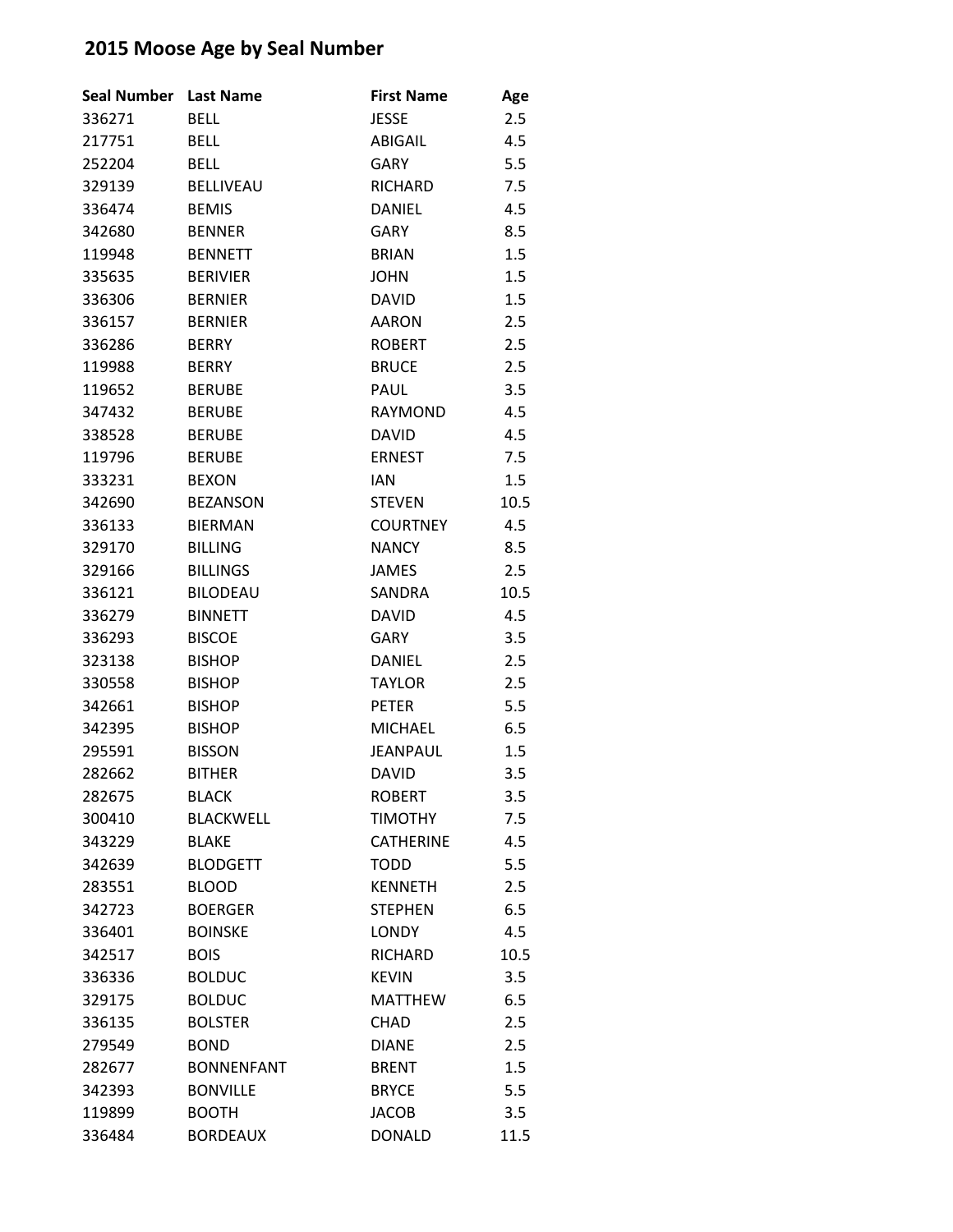## 2015 Moose Age by Seal Number

| Seal Number | Last Name | First Name | Age |
|---|---|---|---|
| 336271 | BELL | JESSE | 2.5 |
| 217751 | BELL | ABIGAIL | 4.5 |
| 252204 | BELL | GARY | 5.5 |
| 329139 | BELLIVEAU | RICHARD | 7.5 |
| 336474 | BEMIS | DANIEL | 4.5 |
| 342680 | BENNER | GARY | 8.5 |
| 119948 | BENNETT | BRIAN | 1.5 |
| 335635 | BERIVIER | JOHN | 1.5 |
| 336306 | BERNIER | DAVID | 1.5 |
| 336157 | BERNIER | AARON | 2.5 |
| 336286 | BERRY | ROBERT | 2.5 |
| 119988 | BERRY | BRUCE | 2.5 |
| 119652 | BERUBE | PAUL | 3.5 |
| 347432 | BERUBE | RAYMOND | 4.5 |
| 338528 | BERUBE | DAVID | 4.5 |
| 119796 | BERUBE | ERNEST | 7.5 |
| 333231 | BEXON | IAN | 1.5 |
| 342690 | BEZANSON | STEVEN | 10.5 |
| 336133 | BIERMAN | COURTNEY | 4.5 |
| 329170 | BILLING | NANCY | 8.5 |
| 329166 | BILLINGS | JAMES | 2.5 |
| 336121 | BILODEAU | SANDRA | 10.5 |
| 336279 | BINNETT | DAVID | 4.5 |
| 336293 | BISCOE | GARY | 3.5 |
| 323138 | BISHOP | DANIEL | 2.5 |
| 330558 | BISHOP | TAYLOR | 2.5 |
| 342661 | BISHOP | PETER | 5.5 |
| 342395 | BISHOP | MICHAEL | 6.5 |
| 295591 | BISSON | JEANPAUL | 1.5 |
| 282662 | BITHER | DAVID | 3.5 |
| 282675 | BLACK | ROBERT | 3.5 |
| 300410 | BLACKWELL | TIMOTHY | 7.5 |
| 343229 | BLAKE | CATHERINE | 4.5 |
| 342639 | BLODGETT | TODD | 5.5 |
| 283551 | BLOOD | KENNETH | 2.5 |
| 342723 | BOERGER | STEPHEN | 6.5 |
| 336401 | BOINSKE | LONDY | 4.5 |
| 342517 | BOIS | RICHARD | 10.5 |
| 336336 | BOLDUC | KEVIN | 3.5 |
| 329175 | BOLDUC | MATTHEW | 6.5 |
| 336135 | BOLSTER | CHAD | 2.5 |
| 279549 | BOND | DIANE | 2.5 |
| 282677 | BONNENFANT | BRENT | 1.5 |
| 342393 | BONVILLE | BRYCE | 5.5 |
| 119899 | BOOTH | JACOB | 3.5 |
| 336484 | BORDEAUX | DONALD | 11.5 |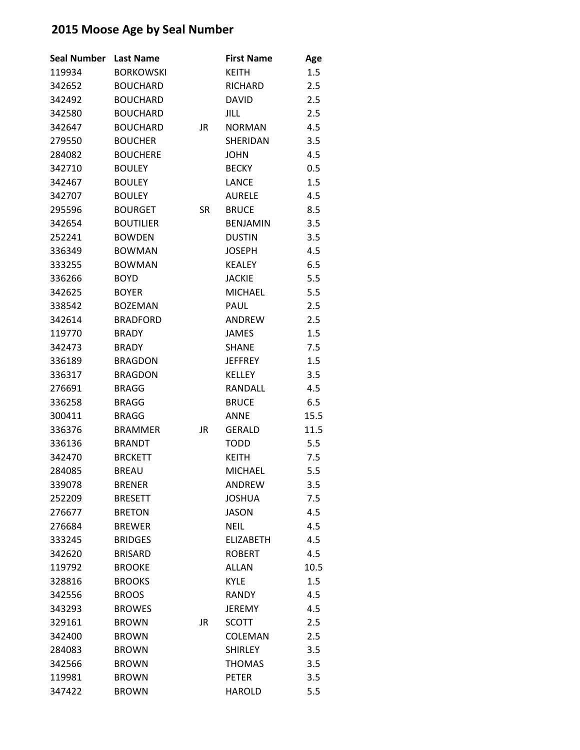# 2015 Moose Age by Seal Number

| Seal Number | Last Name | | First Name | Age |
|---|---|---|---|---|
| 119934 | BORKOWSKI | | KEITH | 1.5 |
| 342652 | BOUCHARD | | RICHARD | 2.5 |
| 342492 | BOUCHARD | | DAVID | 2.5 |
| 342580 | BOUCHARD | | JILL | 2.5 |
| 342647 | BOUCHARD | JR | NORMAN | 4.5 |
| 279550 | BOUCHER | | SHERIDAN | 3.5 |
| 284082 | BOUCHERE | | JOHN | 4.5 |
| 342710 | BOULEY | | BECKY | 0.5 |
| 342467 | BOULEY | | LANCE | 1.5 |
| 342707 | BOULEY | | AURELE | 4.5 |
| 295596 | BOURGET | SR | BRUCE | 8.5 |
| 342654 | BOUTILIER | | BENJAMIN | 3.5 |
| 252241 | BOWDEN | | DUSTIN | 3.5 |
| 336349 | BOWMAN | | JOSEPH | 4.5 |
| 333255 | BOWMAN | | KEALEY | 6.5 |
| 336266 | BOYD | | JACKIE | 5.5 |
| 342625 | BOYER | | MICHAEL | 5.5 |
| 338542 | BOZEMAN | | PAUL | 2.5 |
| 342614 | BRADFORD | | ANDREW | 2.5 |
| 119770 | BRADY | | JAMES | 1.5 |
| 342473 | BRADY | | SHANE | 7.5 |
| 336189 | BRAGDON | | JEFFREY | 1.5 |
| 336317 | BRAGDON | | KELLEY | 3.5 |
| 276691 | BRAGG | | RANDALL | 4.5 |
| 336258 | BRAGG | | BRUCE | 6.5 |
| 300411 | BRAGG | | ANNE | 15.5 |
| 336376 | BRAMMER | JR | GERALD | 11.5 |
| 336136 | BRANDT | | TODD | 5.5 |
| 342470 | BRCKETT | | KEITH | 7.5 |
| 284085 | BREAU | | MICHAEL | 5.5 |
| 339078 | BRENER | | ANDREW | 3.5 |
| 252209 | BRESETT | | JOSHUA | 7.5 |
| 276677 | BRETON | | JASON | 4.5 |
| 276684 | BREWER | | NEIL | 4.5 |
| 333245 | BRIDGES | | ELIZABETH | 4.5 |
| 342620 | BRISARD | | ROBERT | 4.5 |
| 119792 | BROOKE | | ALLAN | 10.5 |
| 328816 | BROOKS | | KYLE | 1.5 |
| 342556 | BROOS | | RANDY | 4.5 |
| 343293 | BROWES | | JEREMY | 4.5 |
| 329161 | BROWN | JR | SCOTT | 2.5 |
| 342400 | BROWN | | COLEMAN | 2.5 |
| 284083 | BROWN | | SHIRLEY | 3.5 |
| 342566 | BROWN | | THOMAS | 3.5 |
| 119981 | BROWN | | PETER | 3.5 |
| 347422 | BROWN | | HAROLD | 5.5 |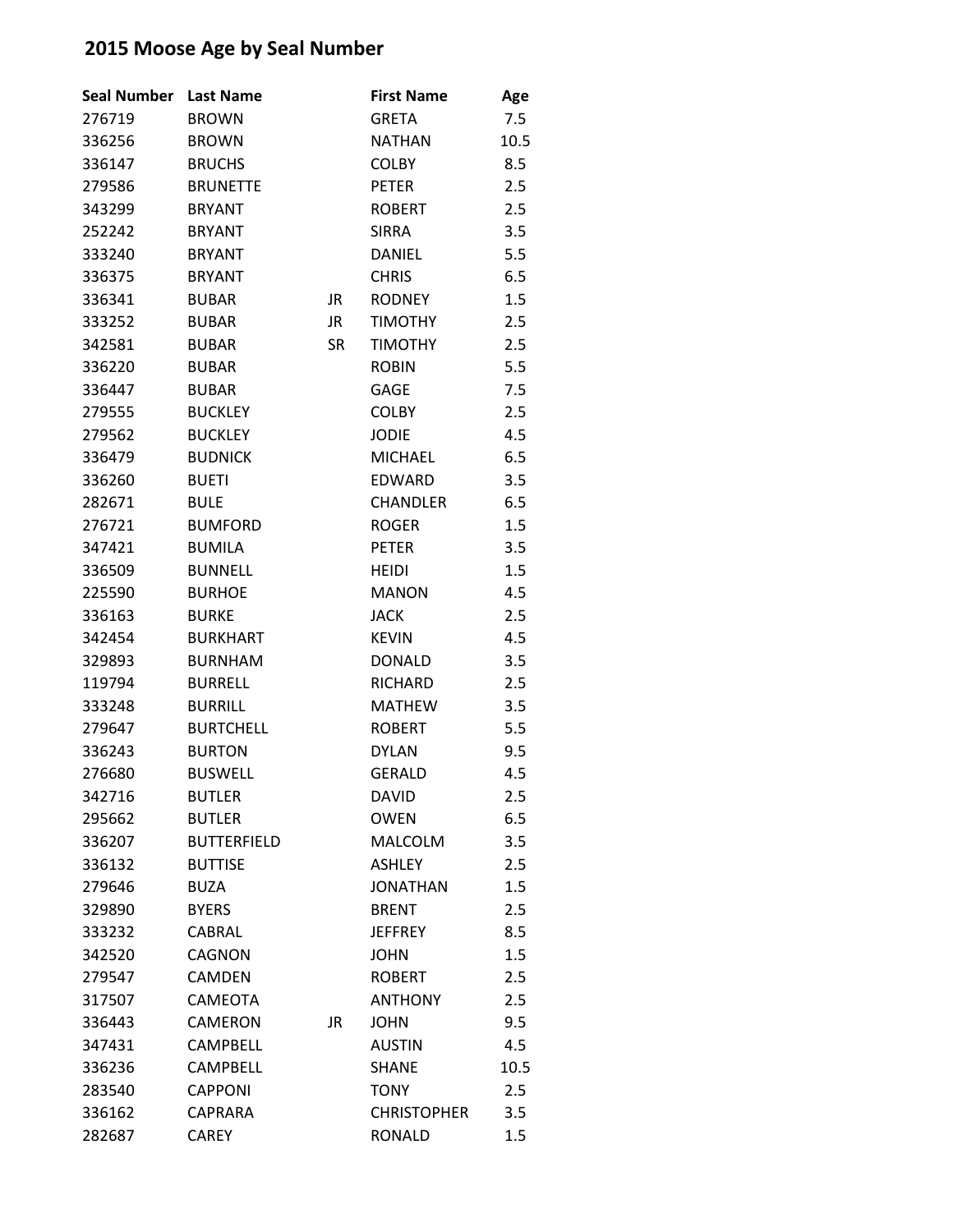# 2015 Moose Age by Seal Number

| Seal Number | Last Name | | First Name | Age |
|---|---|---|---|---|
| 276719 | BROWN | | GRETA | 7.5 |
| 336256 | BROWN | | NATHAN | 10.5 |
| 336147 | BRUCHS | | COLBY | 8.5 |
| 279586 | BRUNETTE | | PETER | 2.5 |
| 343299 | BRYANT | | ROBERT | 2.5 |
| 252242 | BRYANT | | SIRRA | 3.5 |
| 333240 | BRYANT | | DANIEL | 5.5 |
| 336375 | BRYANT | | CHRIS | 6.5 |
| 336341 | BUBAR | JR | RODNEY | 1.5 |
| 333252 | BUBAR | JR | TIMOTHY | 2.5 |
| 342581 | BUBAR | SR | TIMOTHY | 2.5 |
| 336220 | BUBAR | | ROBIN | 5.5 |
| 336447 | BUBAR | | GAGE | 7.5 |
| 279555 | BUCKLEY | | COLBY | 2.5 |
| 279562 | BUCKLEY | | JODIE | 4.5 |
| 336479 | BUDNICK | | MICHAEL | 6.5 |
| 336260 | BUETI | | EDWARD | 3.5 |
| 282671 | BULE | | CHANDLER | 6.5 |
| 276721 | BUMFORD | | ROGER | 1.5 |
| 347421 | BUMILA | | PETER | 3.5 |
| 336509 | BUNNELL | | HEIDI | 1.5 |
| 225590 | BURHOE | | MANON | 4.5 |
| 336163 | BURKE | | JACK | 2.5 |
| 342454 | BURKHART | | KEVIN | 4.5 |
| 329893 | BURNHAM | | DONALD | 3.5 |
| 119794 | BURRELL | | RICHARD | 2.5 |
| 333248 | BURRILL | | MATHEW | 3.5 |
| 279647 | BURTCHELL | | ROBERT | 5.5 |
| 336243 | BURTON | | DYLAN | 9.5 |
| 276680 | BUSWELL | | GERALD | 4.5 |
| 342716 | BUTLER | | DAVID | 2.5 |
| 295662 | BUTLER | | OWEN | 6.5 |
| 336207 | BUTTERFIELD | | MALCOLM | 3.5 |
| 336132 | BUTTISE | | ASHLEY | 2.5 |
| 279646 | BUZA | | JONATHAN | 1.5 |
| 329890 | BYERS | | BRENT | 2.5 |
| 333232 | CABRAL | | JEFFREY | 8.5 |
| 342520 | CAGNON | | JOHN | 1.5 |
| 279547 | CAMDEN | | ROBERT | 2.5 |
| 317507 | CAMEOTA | | ANTHONY | 2.5 |
| 336443 | CAMERON | JR | JOHN | 9.5 |
| 347431 | CAMPBELL | | AUSTIN | 4.5 |
| 336236 | CAMPBELL | | SHANE | 10.5 |
| 283540 | CAPPONI | | TONY | 2.5 |
| 336162 | CAPRARA | | CHRISTOPHER | 3.5 |
| 282687 | CAREY | | RONALD | 1.5 |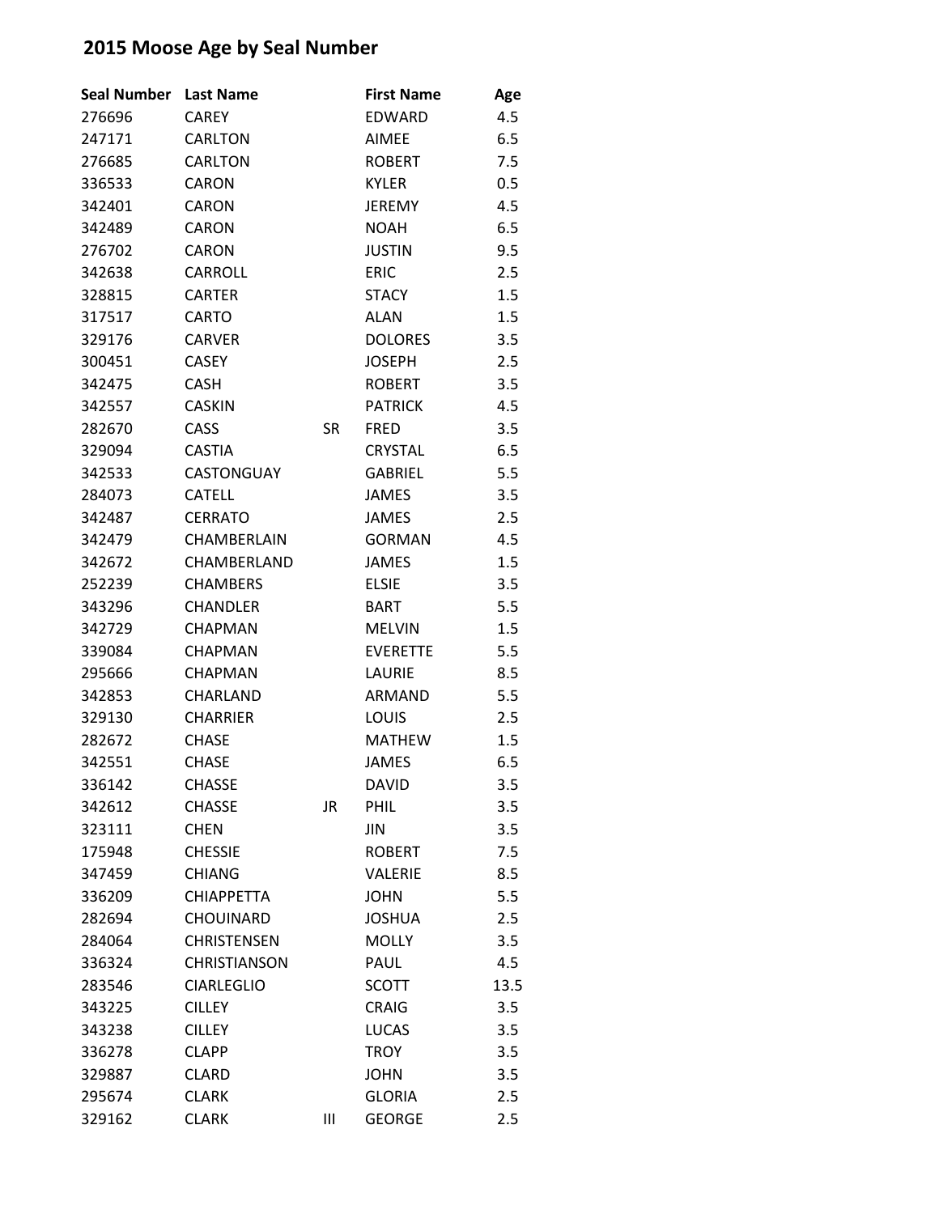## 2015 Moose Age by Seal Number

| Seal Number | Last Name | | First Name | Age |
|---|---|---|---|---|
| 276696 | CAREY | | EDWARD | 4.5 |
| 247171 | CARLTON | | AIMEE | 6.5 |
| 276685 | CARLTON | | ROBERT | 7.5 |
| 336533 | CARON | | KYLER | 0.5 |
| 342401 | CARON | | JEREMY | 4.5 |
| 342489 | CARON | | NOAH | 6.5 |
| 276702 | CARON | | JUSTIN | 9.5 |
| 342638 | CARROLL | | ERIC | 2.5 |
| 328815 | CARTER | | STACY | 1.5 |
| 317517 | CARTO | | ALAN | 1.5 |
| 329176 | CARVER | | DOLORES | 3.5 |
| 300451 | CASEY | | JOSEPH | 2.5 |
| 342475 | CASH | | ROBERT | 3.5 |
| 342557 | CASKIN | | PATRICK | 4.5 |
| 282670 | CASS | SR | FRED | 3.5 |
| 329094 | CASTIA | | CRYSTAL | 6.5 |
| 342533 | CASTONGUAY | | GABRIEL | 5.5 |
| 284073 | CATELL | | JAMES | 3.5 |
| 342487 | CERRATO | | JAMES | 2.5 |
| 342479 | CHAMBERLAIN | | GORMAN | 4.5 |
| 342672 | CHAMBERLAND | | JAMES | 1.5 |
| 252239 | CHAMBERS | | ELSIE | 3.5 |
| 343296 | CHANDLER | | BART | 5.5 |
| 342729 | CHAPMAN | | MELVIN | 1.5 |
| 339084 | CHAPMAN | | EVERETTE | 5.5 |
| 295666 | CHAPMAN | | LAURIE | 8.5 |
| 342853 | CHARLAND | | ARMAND | 5.5 |
| 329130 | CHARRIER | | LOUIS | 2.5 |
| 282672 | CHASE | | MATHEW | 1.5 |
| 342551 | CHASE | | JAMES | 6.5 |
| 336142 | CHASSE | | DAVID | 3.5 |
| 342612 | CHASSE | JR | PHIL | 3.5 |
| 323111 | CHEN | | JIN | 3.5 |
| 175948 | CHESSIE | | ROBERT | 7.5 |
| 347459 | CHIANG | | VALERIE | 8.5 |
| 336209 | CHIAPPETTA | | JOHN | 5.5 |
| 282694 | CHOUINARD | | JOSHUA | 2.5 |
| 284064 | CHRISTENSEN | | MOLLY | 3.5 |
| 336324 | CHRISTIANSON | | PAUL | 4.5 |
| 283546 | CIARLEGLIO | | SCOTT | 13.5 |
| 343225 | CILLEY | | CRAIG | 3.5 |
| 343238 | CILLEY | | LUCAS | 3.5 |
| 336278 | CLAPP | | TROY | 3.5 |
| 329887 | CLARD | | JOHN | 3.5 |
| 295674 | CLARK | | GLORIA | 2.5 |
| 329162 | CLARK | III | GEORGE | 2.5 |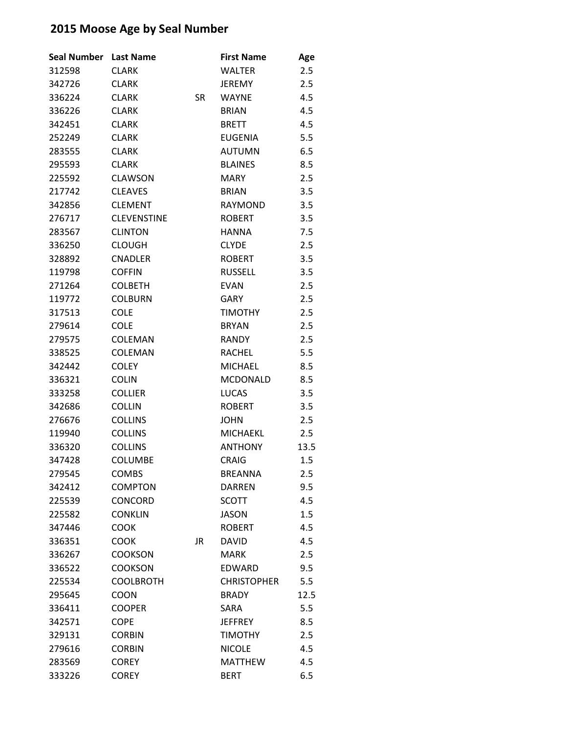## 2015 Moose Age by Seal Number

| Seal Number | Last Name | | First Name | Age |
|---|---|---|---|---|
| 312598 | CLARK | | WALTER | 2.5 |
| 342726 | CLARK | | JEREMY | 2.5 |
| 336224 | CLARK | SR | WAYNE | 4.5 |
| 336226 | CLARK | | BRIAN | 4.5 |
| 342451 | CLARK | | BRETT | 4.5 |
| 252249 | CLARK | | EUGENIA | 5.5 |
| 283555 | CLARK | | AUTUMN | 6.5 |
| 295593 | CLARK | | BLAINES | 8.5 |
| 225592 | CLAWSON | | MARY | 2.5 |
| 217742 | CLEAVES | | BRIAN | 3.5 |
| 342856 | CLEMENT | | RAYMOND | 3.5 |
| 276717 | CLEVENSTINE | | ROBERT | 3.5 |
| 283567 | CLINTON | | HANNA | 7.5 |
| 336250 | CLOUGH | | CLYDE | 2.5 |
| 328892 | CNADLER | | ROBERT | 3.5 |
| 119798 | COFFIN | | RUSSELL | 3.5 |
| 271264 | COLBETH | | EVAN | 2.5 |
| 119772 | COLBURN | | GARY | 2.5 |
| 317513 | COLE | | TIMOTHY | 2.5 |
| 279614 | COLE | | BRYAN | 2.5 |
| 279575 | COLEMAN | | RANDY | 2.5 |
| 338525 | COLEMAN | | RACHEL | 5.5 |
| 342442 | COLEY | | MICHAEL | 8.5 |
| 336321 | COLIN | | MCDONALD | 8.5 |
| 333258 | COLLIER | | LUCAS | 3.5 |
| 342686 | COLLIN | | ROBERT | 3.5 |
| 276676 | COLLINS | | JOHN | 2.5 |
| 119940 | COLLINS | | MICHAEKL | 2.5 |
| 336320 | COLLINS | | ANTHONY | 13.5 |
| 347428 | COLUMBE | | CRAIG | 1.5 |
| 279545 | COMBS | | BREANNA | 2.5 |
| 342412 | COMPTON | | DARREN | 9.5 |
| 225539 | CONCORD | | SCOTT | 4.5 |
| 225582 | CONKLIN | | JASON | 1.5 |
| 347446 | COOK | | ROBERT | 4.5 |
| 336351 | COOK | JR | DAVID | 4.5 |
| 336267 | COOKSON | | MARK | 2.5 |
| 336522 | COOKSON | | EDWARD | 9.5 |
| 225534 | COOLBROTH | | CHRISTOPHER | 5.5 |
| 295645 | COON | | BRADY | 12.5 |
| 336411 | COOPER | | SARA | 5.5 |
| 342571 | COPE | | JEFFREY | 8.5 |
| 329131 | CORBIN | | TIMOTHY | 2.5 |
| 279616 | CORBIN | | NICOLE | 4.5 |
| 283569 | COREY | | MATTHEW | 4.5 |
| 333226 | COREY | | BERT | 6.5 |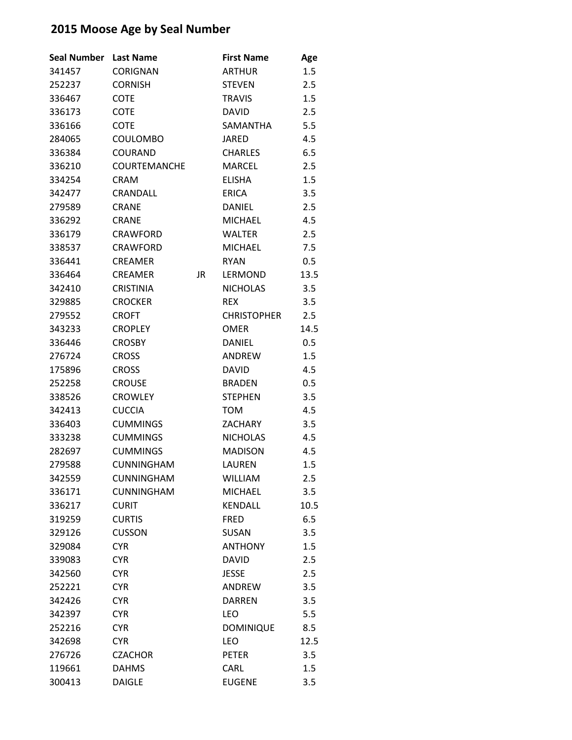# 2015 Moose Age by Seal Number

| Seal Number | Last Name | | First Name | Age |
|---|---|---|---|---|
| 341457 | CORIGNAN | | ARTHUR | 1.5 |
| 252237 | CORNISH | | STEVEN | 2.5 |
| 336467 | COTE | | TRAVIS | 1.5 |
| 336173 | COTE | | DAVID | 2.5 |
| 336166 | COTE | | SAMANTHA | 5.5 |
| 284065 | COULOMBO | | JARED | 4.5 |
| 336384 | COURAND | | CHARLES | 6.5 |
| 336210 | COURTEMANCHE | | MARCEL | 2.5 |
| 334254 | CRAM | | ELISHA | 1.5 |
| 342477 | CRANDALL | | ERICA | 3.5 |
| 279589 | CRANE | | DANIEL | 2.5 |
| 336292 | CRANE | | MICHAEL | 4.5 |
| 336179 | CRAWFORD | | WALTER | 2.5 |
| 338537 | CRAWFORD | | MICHAEL | 7.5 |
| 336441 | CREAMER | | RYAN | 0.5 |
| 336464 | CREAMER | JR | LERMOND | 13.5 |
| 342410 | CRISTINIA | | NICHOLAS | 3.5 |
| 329885 | CROCKER | | REX | 3.5 |
| 279552 | CROFT | | CHRISTOPHER | 2.5 |
| 343233 | CROPLEY | | OMER | 14.5 |
| 336446 | CROSBY | | DANIEL | 0.5 |
| 276724 | CROSS | | ANDREW | 1.5 |
| 175896 | CROSS | | DAVID | 4.5 |
| 252258 | CROUSE | | BRADEN | 0.5 |
| 338526 | CROWLEY | | STEPHEN | 3.5 |
| 342413 | CUCCIA | | TOM | 4.5 |
| 336403 | CUMMINGS | | ZACHARY | 3.5 |
| 333238 | CUMMINGS | | NICHOLAS | 4.5 |
| 282697 | CUMMINGS | | MADISON | 4.5 |
| 279588 | CUNNINGHAM | | LAUREN | 1.5 |
| 342559 | CUNNINGHAM | | WILLIAM | 2.5 |
| 336171 | CUNNINGHAM | | MICHAEL | 3.5 |
| 336217 | CURIT | | KENDALL | 10.5 |
| 319259 | CURTIS | | FRED | 6.5 |
| 329126 | CUSSON | | SUSAN | 3.5 |
| 329084 | CYR | | ANTHONY | 1.5 |
| 339083 | CYR | | DAVID | 2.5 |
| 342560 | CYR | | JESSE | 2.5 |
| 252221 | CYR | | ANDREW | 3.5 |
| 342426 | CYR | | DARREN | 3.5 |
| 342397 | CYR | | LEO | 5.5 |
| 252216 | CYR | | DOMINIQUE | 8.5 |
| 342698 | CYR | | LEO | 12.5 |
| 276726 | CZACHOR | | PETER | 3.5 |
| 119661 | DAHMS | | CARL | 1.5 |
| 300413 | DAIGLE | | EUGENE | 3.5 |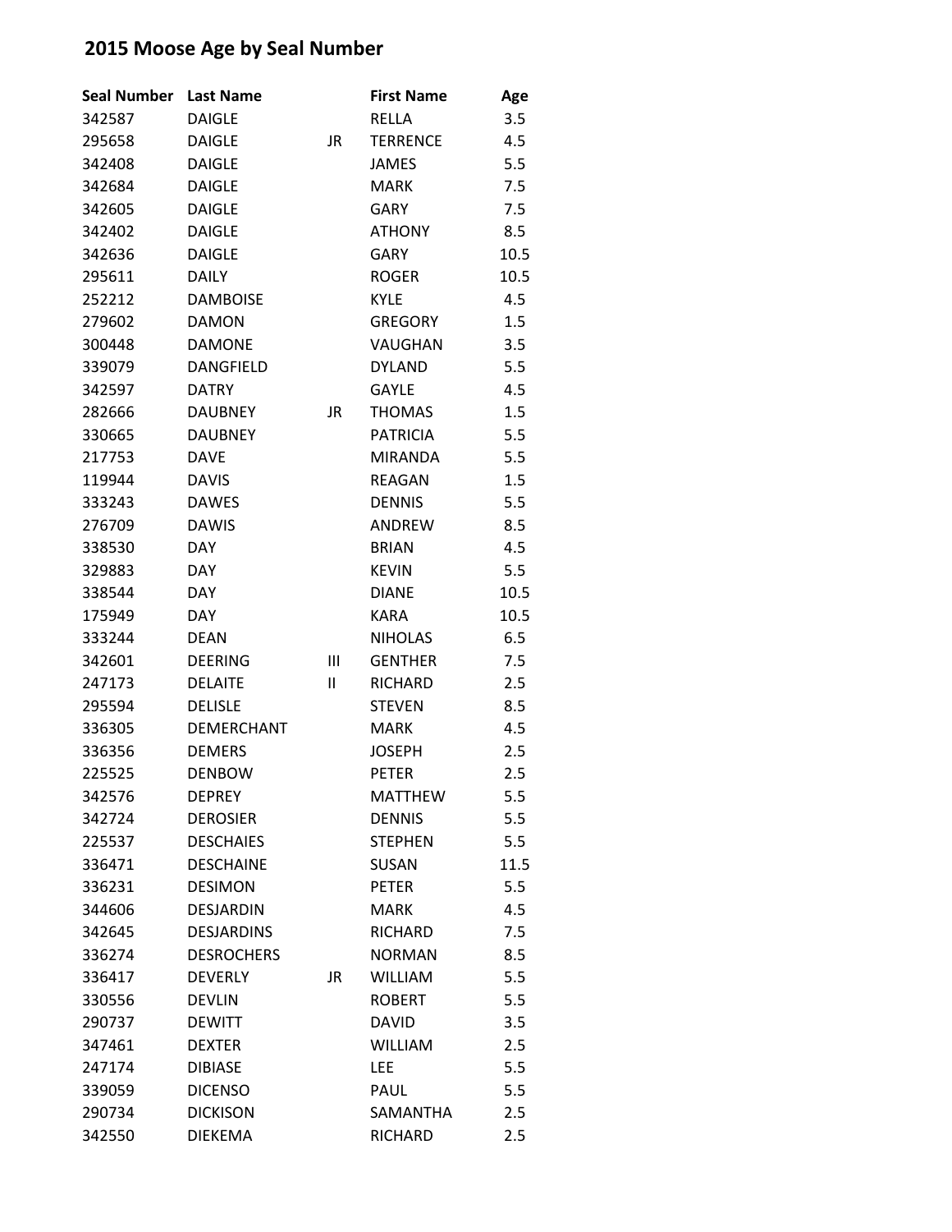# 2015 Moose Age by Seal Number

| Seal Number | Last Name | | First Name | Age |
|---|---|---|---|---|
| 342587 | DAIGLE | | RELLA | 3.5 |
| 295658 | DAIGLE | JR | TERRENCE | 4.5 |
| 342408 | DAIGLE | | JAMES | 5.5 |
| 342684 | DAIGLE | | MARK | 7.5 |
| 342605 | DAIGLE | | GARY | 7.5 |
| 342402 | DAIGLE | | ATHONY | 8.5 |
| 342636 | DAIGLE | | GARY | 10.5 |
| 295611 | DAILY | | ROGER | 10.5 |
| 252212 | DAMBOISE | | KYLE | 4.5 |
| 279602 | DAMON | | GREGORY | 1.5 |
| 300448 | DAMONE | | VAUGHAN | 3.5 |
| 339079 | DANGFIELD | | DYLAND | 5.5 |
| 342597 | DATRY | | GAYLE | 4.5 |
| 282666 | DAUBNEY | JR | THOMAS | 1.5 |
| 330665 | DAUBNEY | | PATRICIA | 5.5 |
| 217753 | DAVE | | MIRANDA | 5.5 |
| 119944 | DAVIS | | REAGAN | 1.5 |
| 333243 | DAWES | | DENNIS | 5.5 |
| 276709 | DAWIS | | ANDREW | 8.5 |
| 338530 | DAY | | BRIAN | 4.5 |
| 329883 | DAY | | KEVIN | 5.5 |
| 338544 | DAY | | DIANE | 10.5 |
| 175949 | DAY | | KARA | 10.5 |
| 333244 | DEAN | | NIHOLAS | 6.5 |
| 342601 | DEERING | III | GENTHER | 7.5 |
| 247173 | DELAITE | II | RICHARD | 2.5 |
| 295594 | DELISLE | | STEVEN | 8.5 |
| 336305 | DEMERCHANT | | MARK | 4.5 |
| 336356 | DEMERS | | JOSEPH | 2.5 |
| 225525 | DENBOW | | PETER | 2.5 |
| 342576 | DEPREY | | MATTHEW | 5.5 |
| 342724 | DEROSIER | | DENNIS | 5.5 |
| 225537 | DESCHAIES | | STEPHEN | 5.5 |
| 336471 | DESCHAINE | | SUSAN | 11.5 |
| 336231 | DESIMON | | PETER | 5.5 |
| 344606 | DESJARDIN | | MARK | 4.5 |
| 342645 | DESJARDINS | | RICHARD | 7.5 |
| 336274 | DESROCHERS | | NORMAN | 8.5 |
| 336417 | DEVERLY | JR | WILLIAM | 5.5 |
| 330556 | DEVLIN | | ROBERT | 5.5 |
| 290737 | DEWITT | | DAVID | 3.5 |
| 347461 | DEXTER | | WILLIAM | 2.5 |
| 247174 | DIBIASE | | LEE | 5.5 |
| 339059 | DICENSO | | PAUL | 5.5 |
| 290734 | DICKISON | | SAMANTHA | 2.5 |
| 342550 | DIEKEMA | | RICHARD | 2.5 |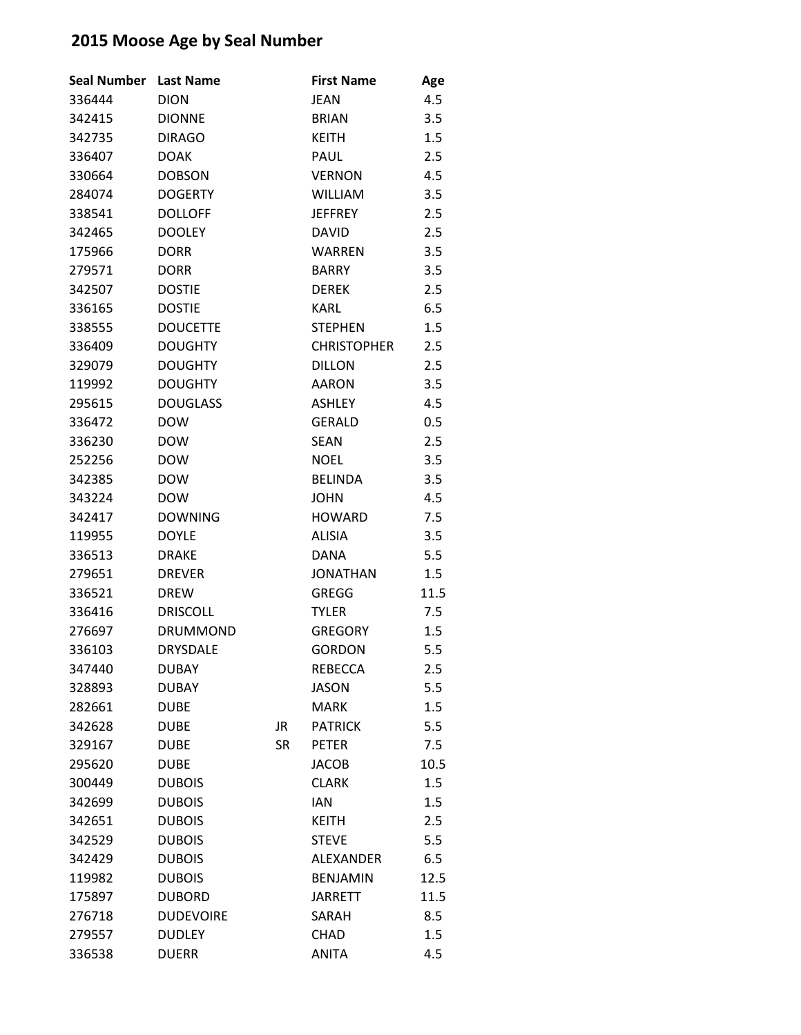## 2015 Moose Age by Seal Number

| Seal Number | Last Name | | First Name | Age |
|---|---|---|---|---|
| 336444 | DION | | JEAN | 4.5 |
| 342415 | DIONNE | | BRIAN | 3.5 |
| 342735 | DIRAGO | | KEITH | 1.5 |
| 336407 | DOAK | | PAUL | 2.5 |
| 330664 | DOBSON | | VERNON | 4.5 |
| 284074 | DOGERTY | | WILLIAM | 3.5 |
| 338541 | DOLLOFF | | JEFFREY | 2.5 |
| 342465 | DOOLEY | | DAVID | 2.5 |
| 175966 | DORR | | WARREN | 3.5 |
| 279571 | DORR | | BARRY | 3.5 |
| 342507 | DOSTIE | | DEREK | 2.5 |
| 336165 | DOSTIE | | KARL | 6.5 |
| 338555 | DOUCETTE | | STEPHEN | 1.5 |
| 336409 | DOUGHTY | | CHRISTOPHER | 2.5 |
| 329079 | DOUGHTY | | DILLON | 2.5 |
| 119992 | DOUGHTY | | AARON | 3.5 |
| 295615 | DOUGLASS | | ASHLEY | 4.5 |
| 336472 | DOW | | GERALD | 0.5 |
| 336230 | DOW | | SEAN | 2.5 |
| 252256 | DOW | | NOEL | 3.5 |
| 342385 | DOW | | BELINDA | 3.5 |
| 343224 | DOW | | JOHN | 4.5 |
| 342417 | DOWNING | | HOWARD | 7.5 |
| 119955 | DOYLE | | ALISIA | 3.5 |
| 336513 | DRAKE | | DANA | 5.5 |
| 279651 | DREVER | | JONATHAN | 1.5 |
| 336521 | DREW | | GREGG | 11.5 |
| 336416 | DRISCOLL | | TYLER | 7.5 |
| 276697 | DRUMMOND | | GREGORY | 1.5 |
| 336103 | DRYSDALE | | GORDON | 5.5 |
| 347440 | DUBAY | | REBECCA | 2.5 |
| 328893 | DUBAY | | JASON | 5.5 |
| 282661 | DUBE | | MARK | 1.5 |
| 342628 | DUBE | JR | PATRICK | 5.5 |
| 329167 | DUBE | SR | PETER | 7.5 |
| 295620 | DUBE | | JACOB | 10.5 |
| 300449 | DUBOIS | | CLARK | 1.5 |
| 342699 | DUBOIS | | IAN | 1.5 |
| 342651 | DUBOIS | | KEITH | 2.5 |
| 342529 | DUBOIS | | STEVE | 5.5 |
| 342429 | DUBOIS | | ALEXANDER | 6.5 |
| 119982 | DUBOIS | | BENJAMIN | 12.5 |
| 175897 | DUBORD | | JARRETT | 11.5 |
| 276718 | DUDEVOIRE | | SARAH | 8.5 |
| 279557 | DUDLEY | | CHAD | 1.5 |
| 336538 | DUERR | | ANITA | 4.5 |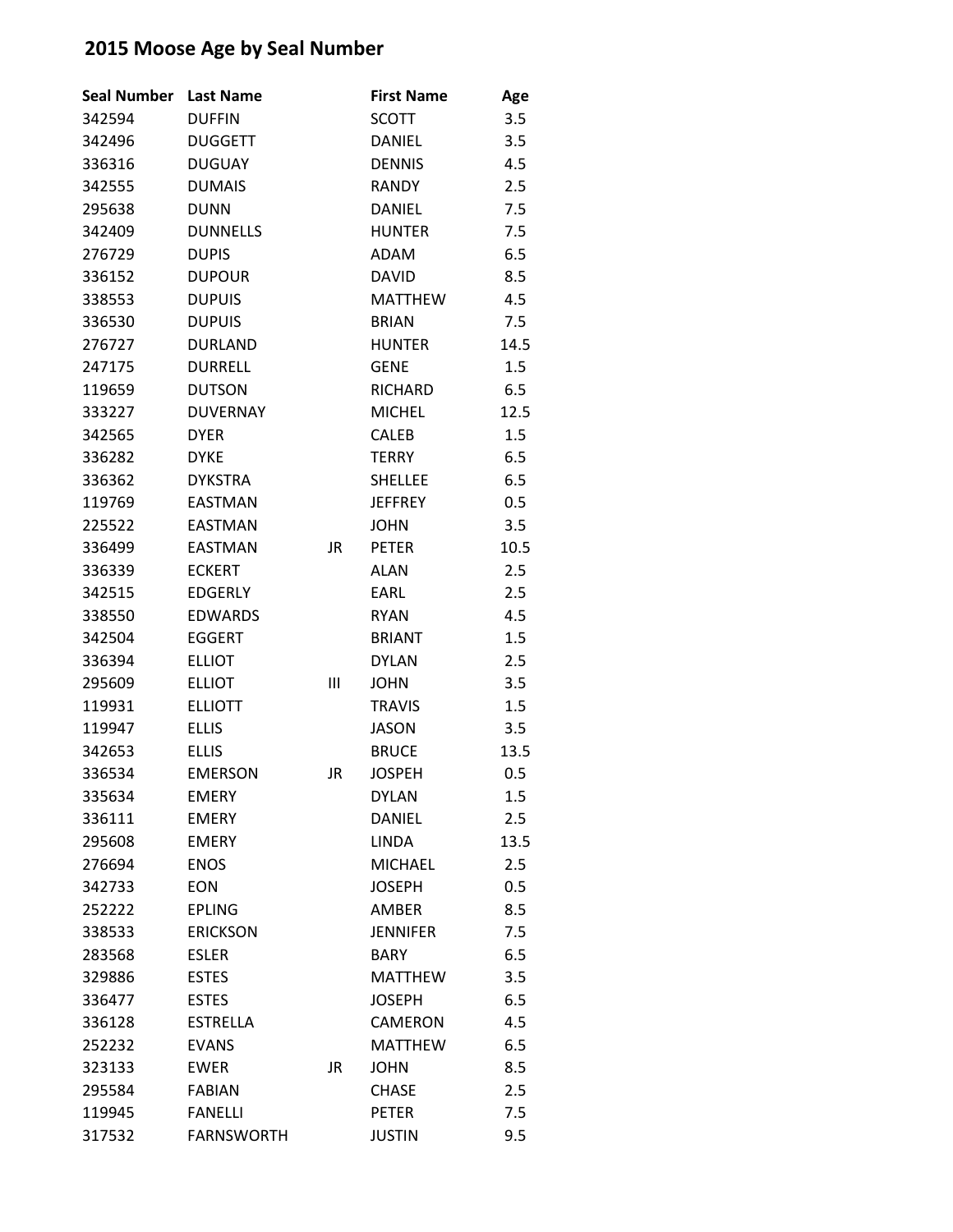# 2015 Moose Age by Seal Number

| Seal Number | Last Name | | First Name | Age |
|---|---|---|---|---|
| 342594 | DUFFIN | | SCOTT | 3.5 |
| 342496 | DUGGETT | | DANIEL | 3.5 |
| 336316 | DUGUAY | | DENNIS | 4.5 |
| 342555 | DUMAIS | | RANDY | 2.5 |
| 295638 | DUNN | | DANIEL | 7.5 |
| 342409 | DUNNELLS | | HUNTER | 7.5 |
| 276729 | DUPIS | | ADAM | 6.5 |
| 336152 | DUPOUR | | DAVID | 8.5 |
| 338553 | DUPUIS | | MATTHEW | 4.5 |
| 336530 | DUPUIS | | BRIAN | 7.5 |
| 276727 | DURLAND | | HUNTER | 14.5 |
| 247175 | DURRELL | | GENE | 1.5 |
| 119659 | DUTSON | | RICHARD | 6.5 |
| 333227 | DUVERNAY | | MICHEL | 12.5 |
| 342565 | DYER | | CALEB | 1.5 |
| 336282 | DYKE | | TERRY | 6.5 |
| 336362 | DYKSTRA | | SHELLEE | 6.5 |
| 119769 | EASTMAN | | JEFFREY | 0.5 |
| 225522 | EASTMAN | | JOHN | 3.5 |
| 336499 | EASTMAN | JR | PETER | 10.5 |
| 336339 | ECKERT | | ALAN | 2.5 |
| 342515 | EDGERLY | | EARL | 2.5 |
| 338550 | EDWARDS | | RYAN | 4.5 |
| 342504 | EGGERT | | BRIANT | 1.5 |
| 336394 | ELLIOT | | DYLAN | 2.5 |
| 295609 | ELLIOT | III | JOHN | 3.5 |
| 119931 | ELLIOTT | | TRAVIS | 1.5 |
| 119947 | ELLIS | | JASON | 3.5 |
| 342653 | ELLIS | | BRUCE | 13.5 |
| 336534 | EMERSON | JR | JOSPEH | 0.5 |
| 335634 | EMERY | | DYLAN | 1.5 |
| 336111 | EMERY | | DANIEL | 2.5 |
| 295608 | EMERY | | LINDA | 13.5 |
| 276694 | ENOS | | MICHAEL | 2.5 |
| 342733 | EON | | JOSEPH | 0.5 |
| 252222 | EPLING | | AMBER | 8.5 |
| 338533 | ERICKSON | | JENNIFER | 7.5 |
| 283568 | ESLER | | BARY | 6.5 |
| 329886 | ESTES | | MATTHEW | 3.5 |
| 336477 | ESTES | | JOSEPH | 6.5 |
| 336128 | ESTRELLA | | CAMERON | 4.5 |
| 252232 | EVANS | | MATTHEW | 6.5 |
| 323133 | EWER | JR | JOHN | 8.5 |
| 295584 | FABIAN | | CHASE | 2.5 |
| 119945 | FANELLI | | PETER | 7.5 |
| 317532 | FARNSWORTH | | JUSTIN | 9.5 |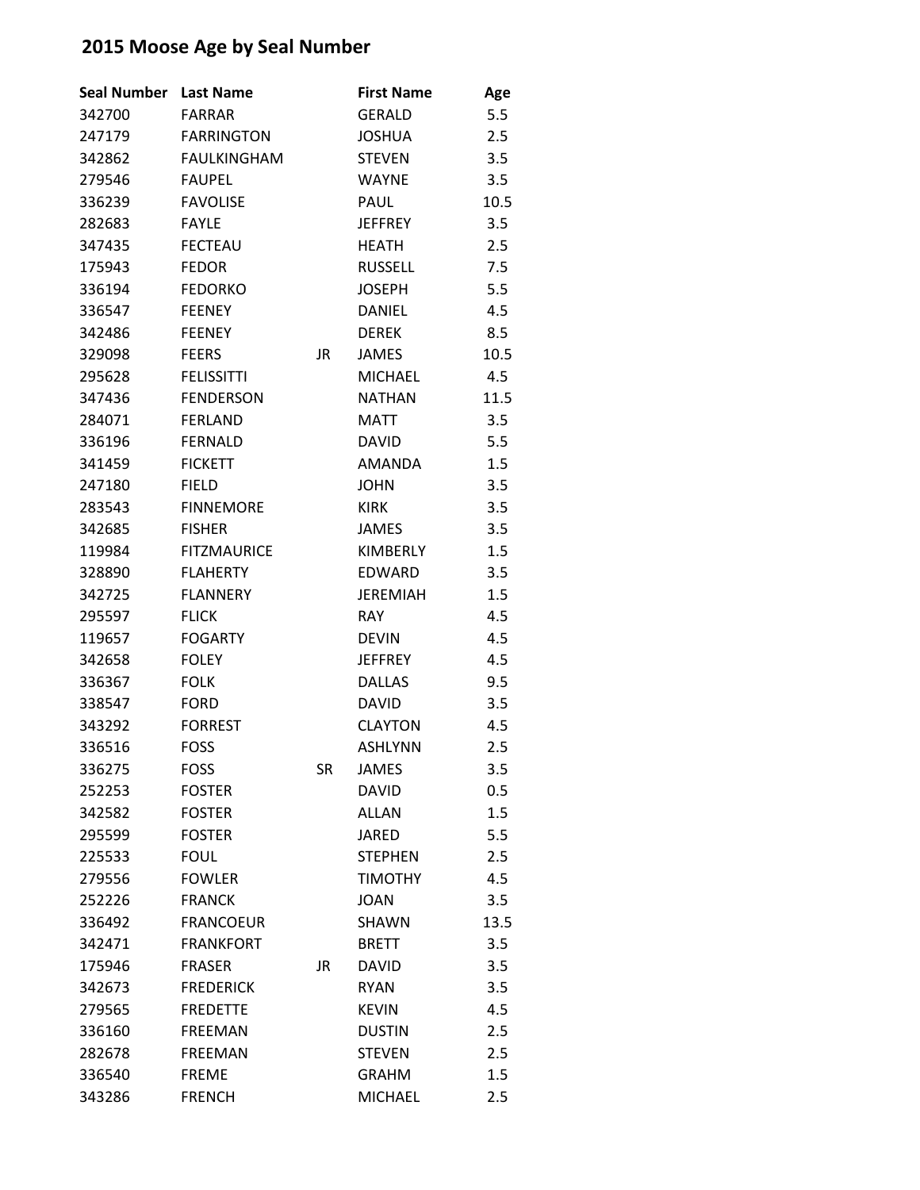## 2015 Moose Age by Seal Number

| Seal Number | Last Name | | First Name | Age |
|---|---|---|---|---|
| 342700 | FARRAR | | GERALD | 5.5 |
| 247179 | FARRINGTON | | JOSHUA | 2.5 |
| 342862 | FAULKINGHAM | | STEVEN | 3.5 |
| 279546 | FAUPEL | | WAYNE | 3.5 |
| 336239 | FAVOLISE | | PAUL | 10.5 |
| 282683 | FAYLE | | JEFFREY | 3.5 |
| 347435 | FECTEAU | | HEATH | 2.5 |
| 175943 | FEDOR | | RUSSELL | 7.5 |
| 336194 | FEDORKO | | JOSEPH | 5.5 |
| 336547 | FEENEY | | DANIEL | 4.5 |
| 342486 | FEENEY | | DEREK | 8.5 |
| 329098 | FEERS | JR | JAMES | 10.5 |
| 295628 | FELISSITTI | | MICHAEL | 4.5 |
| 347436 | FENDERSON | | NATHAN | 11.5 |
| 284071 | FERLAND | | MATT | 3.5 |
| 336196 | FERNALD | | DAVID | 5.5 |
| 341459 | FICKETT | | AMANDA | 1.5 |
| 247180 | FIELD | | JOHN | 3.5 |
| 283543 | FINNEMORE | | KIRK | 3.5 |
| 342685 | FISHER | | JAMES | 3.5 |
| 119984 | FITZMAURICE | | KIMBERLY | 1.5 |
| 328890 | FLAHERTY | | EDWARD | 3.5 |
| 342725 | FLANNERY | | JEREMIAH | 1.5 |
| 295597 | FLICK | | RAY | 4.5 |
| 119657 | FOGARTY | | DEVIN | 4.5 |
| 342658 | FOLEY | | JEFFREY | 4.5 |
| 336367 | FOLK | | DALLAS | 9.5 |
| 338547 | FORD | | DAVID | 3.5 |
| 343292 | FORREST | | CLAYTON | 4.5 |
| 336516 | FOSS | | ASHLYNN | 2.5 |
| 336275 | FOSS | SR | JAMES | 3.5 |
| 252253 | FOSTER | | DAVID | 0.5 |
| 342582 | FOSTER | | ALLAN | 1.5 |
| 295599 | FOSTER | | JARED | 5.5 |
| 225533 | FOUL | | STEPHEN | 2.5 |
| 279556 | FOWLER | | TIMOTHY | 4.5 |
| 252226 | FRANCK | | JOAN | 3.5 |
| 336492 | FRANCOEUR | | SHAWN | 13.5 |
| 342471 | FRANKFORT | | BRETT | 3.5 |
| 175946 | FRASER | JR | DAVID | 3.5 |
| 342673 | FREDERICK | | RYAN | 3.5 |
| 279565 | FREDETTE | | KEVIN | 4.5 |
| 336160 | FREEMAN | | DUSTIN | 2.5 |
| 282678 | FREEMAN | | STEVEN | 2.5 |
| 336540 | FREME | | GRAHM | 1.5 |
| 343286 | FRENCH | | MICHAEL | 2.5 |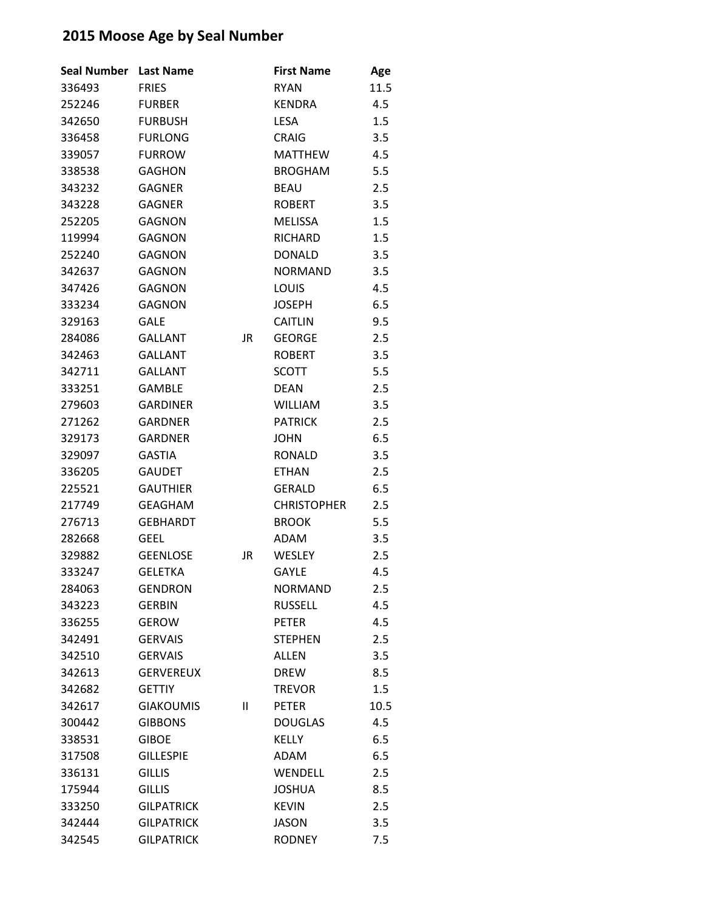## 2015 Moose Age by Seal Number

| Seal Number | Last Name | | First Name | Age |
|---|---|---|---|---|
| 336493 | FRIES | | RYAN | 11.5 |
| 252246 | FURBER | | KENDRA | 4.5 |
| 342650 | FURBUSH | | LESA | 1.5 |
| 336458 | FURLONG | | CRAIG | 3.5 |
| 339057 | FURROW | | MATTHEW | 4.5 |
| 338538 | GAGHON | | BROGHAM | 5.5 |
| 343232 | GAGNER | | BEAU | 2.5 |
| 343228 | GAGNER | | ROBERT | 3.5 |
| 252205 | GAGNON | | MELISSA | 1.5 |
| 119994 | GAGNON | | RICHARD | 1.5 |
| 252240 | GAGNON | | DONALD | 3.5 |
| 342637 | GAGNON | | NORMAND | 3.5 |
| 347426 | GAGNON | | LOUIS | 4.5 |
| 333234 | GAGNON | | JOSEPH | 6.5 |
| 329163 | GALE | | CAITLIN | 9.5 |
| 284086 | GALLANT | JR | GEORGE | 2.5 |
| 342463 | GALLANT | | ROBERT | 3.5 |
| 342711 | GALLANT | | SCOTT | 5.5 |
| 333251 | GAMBLE | | DEAN | 2.5 |
| 279603 | GARDINER | | WILLIAM | 3.5 |
| 271262 | GARDNER | | PATRICK | 2.5 |
| 329173 | GARDNER | | JOHN | 6.5 |
| 329097 | GASTIA | | RONALD | 3.5 |
| 336205 | GAUDET | | ETHAN | 2.5 |
| 225521 | GAUTHIER | | GERALD | 6.5 |
| 217749 | GEAGHAM | | CHRISTOPHER | 2.5 |
| 276713 | GEBHARDT | | BROOK | 5.5 |
| 282668 | GEEL | | ADAM | 3.5 |
| 329882 | GEENLOSE | JR | WESLEY | 2.5 |
| 333247 | GELETKA | | GAYLE | 4.5 |
| 284063 | GENDRON | | NORMAND | 2.5 |
| 343223 | GERBIN | | RUSSELL | 4.5 |
| 336255 | GEROW | | PETER | 4.5 |
| 342491 | GERVAIS | | STEPHEN | 2.5 |
| 342510 | GERVAIS | | ALLEN | 3.5 |
| 342613 | GERVEREUX | | DREW | 8.5 |
| 342682 | GETTIY | | TREVOR | 1.5 |
| 342617 | GIAKOUMIS | II | PETER | 10.5 |
| 300442 | GIBBONS | | DOUGLAS | 4.5 |
| 338531 | GIBOE | | KELLY | 6.5 |
| 317508 | GILLESPIE | | ADAM | 6.5 |
| 336131 | GILLIS | | WENDELL | 2.5 |
| 175944 | GILLIS | | JOSHUA | 8.5 |
| 333250 | GILPATRICK | | KEVIN | 2.5 |
| 342444 | GILPATRICK | | JASON | 3.5 |
| 342545 | GILPATRICK | | RODNEY | 7.5 |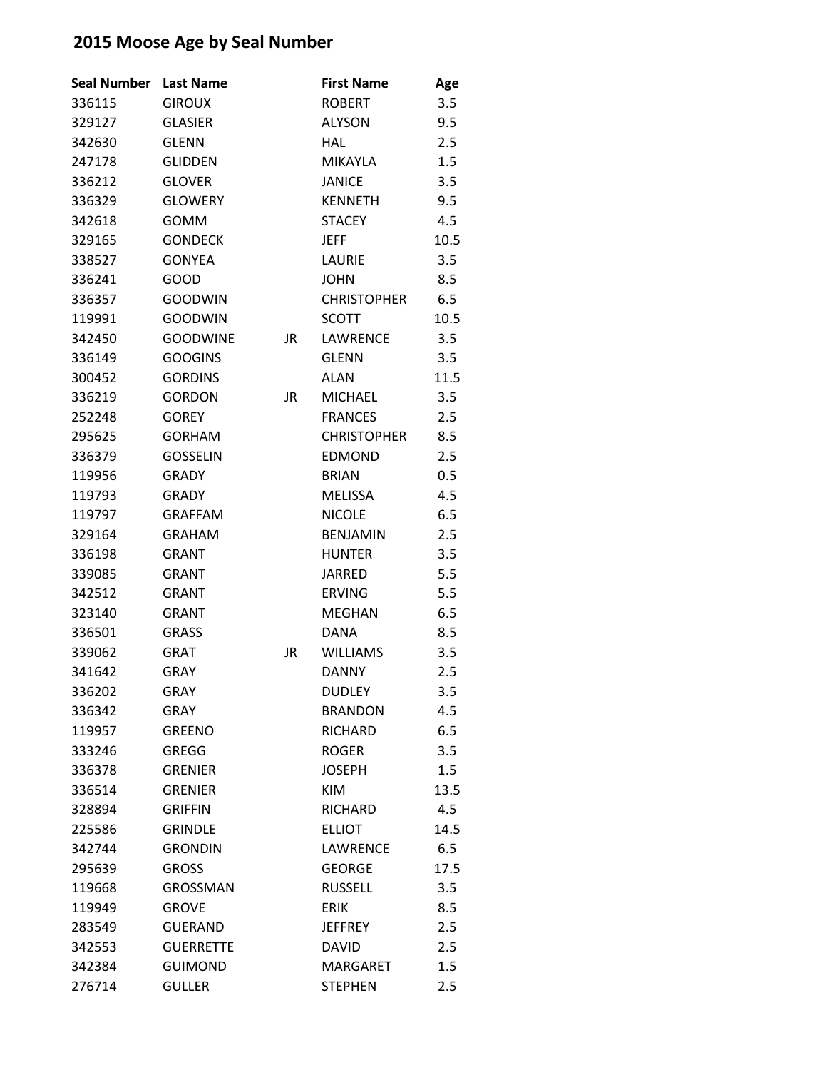# 2015 Moose Age by Seal Number

| Seal Number | Last Name | | First Name | Age |
|---|---|---|---|---|
| 336115 | GIROUX | | ROBERT | 3.5 |
| 329127 | GLASIER | | ALYSON | 9.5 |
| 342630 | GLENN | | HAL | 2.5 |
| 247178 | GLIDDEN | | MIKAYLA | 1.5 |
| 336212 | GLOVER | | JANICE | 3.5 |
| 336329 | GLOWERY | | KENNETH | 9.5 |
| 342618 | GOMM | | STACEY | 4.5 |
| 329165 | GONDECK | | JEFF | 10.5 |
| 338527 | GONYEA | | LAURIE | 3.5 |
| 336241 | GOOD | | JOHN | 8.5 |
| 336357 | GOODWIN | | CHRISTOPHER | 6.5 |
| 119991 | GOODWIN | | SCOTT | 10.5 |
| 342450 | GOODWINE | JR | LAWRENCE | 3.5 |
| 336149 | GOOGINS | | GLENN | 3.5 |
| 300452 | GORDINS | | ALAN | 11.5 |
| 336219 | GORDON | JR | MICHAEL | 3.5 |
| 252248 | GOREY | | FRANCES | 2.5 |
| 295625 | GORHAM | | CHRISTOPHER | 8.5 |
| 336379 | GOSSELIN | | EDMOND | 2.5 |
| 119956 | GRADY | | BRIAN | 0.5 |
| 119793 | GRADY | | MELISSA | 4.5 |
| 119797 | GRAFFAM | | NICOLE | 6.5 |
| 329164 | GRAHAM | | BENJAMIN | 2.5 |
| 336198 | GRANT | | HUNTER | 3.5 |
| 339085 | GRANT | | JARRED | 5.5 |
| 342512 | GRANT | | ERVING | 5.5 |
| 323140 | GRANT | | MEGHAN | 6.5 |
| 336501 | GRASS | | DANA | 8.5 |
| 339062 | GRAT | JR | WILLIAMS | 3.5 |
| 341642 | GRAY | | DANNY | 2.5 |
| 336202 | GRAY | | DUDLEY | 3.5 |
| 336342 | GRAY | | BRANDON | 4.5 |
| 119957 | GREENO | | RICHARD | 6.5 |
| 333246 | GREGG | | ROGER | 3.5 |
| 336378 | GRENIER | | JOSEPH | 1.5 |
| 336514 | GRENIER | | KIM | 13.5 |
| 328894 | GRIFFIN | | RICHARD | 4.5 |
| 225586 | GRINDLE | | ELLIOT | 14.5 |
| 342744 | GRONDIN | | LAWRENCE | 6.5 |
| 295639 | GROSS | | GEORGE | 17.5 |
| 119668 | GROSSMAN | | RUSSELL | 3.5 |
| 119949 | GROVE | | ERIK | 8.5 |
| 283549 | GUERAND | | JEFFREY | 2.5 |
| 342553 | GUERRETTE | | DAVID | 2.5 |
| 342384 | GUIMOND | | MARGARET | 1.5 |
| 276714 | GULLER | | STEPHEN | 2.5 |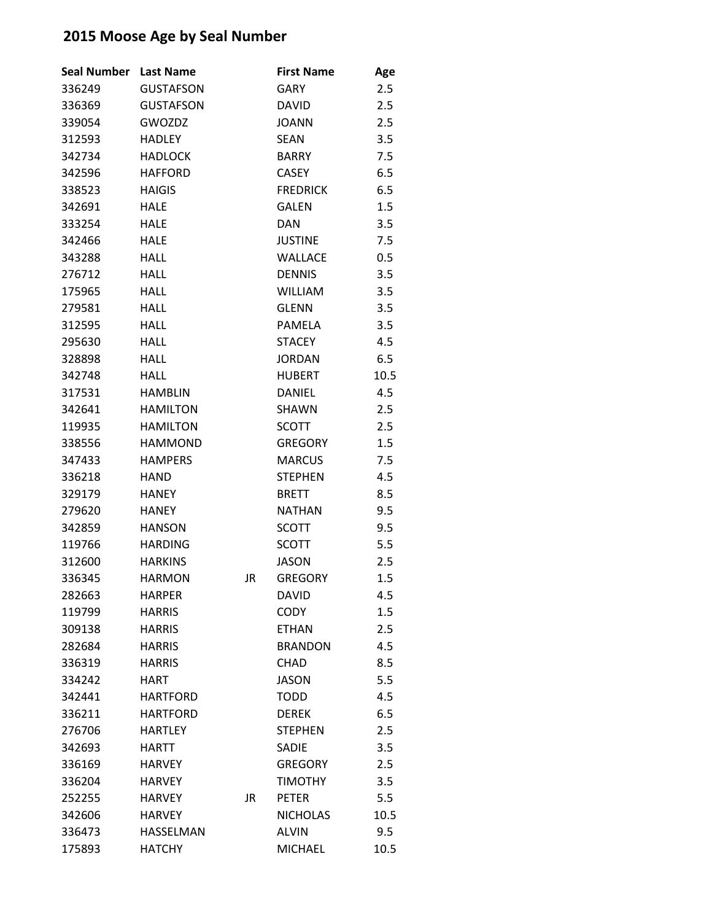# 2015 Moose Age by Seal Number

| Seal Number | Last Name | | First Name | Age |
|---|---|---|---|---|
| 336249 | GUSTAFSON | | GARY | 2.5 |
| 336369 | GUSTAFSON | | DAVID | 2.5 |
| 339054 | GWOZDZ | | JOANN | 2.5 |
| 312593 | HADLEY | | SEAN | 3.5 |
| 342734 | HADLOCK | | BARRY | 7.5 |
| 342596 | HAFFORD | | CASEY | 6.5 |
| 338523 | HAIGIS | | FREDRICK | 6.5 |
| 342691 | HALE | | GALEN | 1.5 |
| 333254 | HALE | | DAN | 3.5 |
| 342466 | HALE | | JUSTINE | 7.5 |
| 343288 | HALL | | WALLACE | 0.5 |
| 276712 | HALL | | DENNIS | 3.5 |
| 175965 | HALL | | WILLIAM | 3.5 |
| 279581 | HALL | | GLENN | 3.5 |
| 312595 | HALL | | PAMELA | 3.5 |
| 295630 | HALL | | STACEY | 4.5 |
| 328898 | HALL | | JORDAN | 6.5 |
| 342748 | HALL | | HUBERT | 10.5 |
| 317531 | HAMBLIN | | DANIEL | 4.5 |
| 342641 | HAMILTON | | SHAWN | 2.5 |
| 119935 | HAMILTON | | SCOTT | 2.5 |
| 338556 | HAMMOND | | GREGORY | 1.5 |
| 347433 | HAMPERS | | MARCUS | 7.5 |
| 336218 | HAND | | STEPHEN | 4.5 |
| 329179 | HANEY | | BRETT | 8.5 |
| 279620 | HANEY | | NATHAN | 9.5 |
| 342859 | HANSON | | SCOTT | 9.5 |
| 119766 | HARDING | | SCOTT | 5.5 |
| 312600 | HARKINS | | JASON | 2.5 |
| 336345 | HARMON | JR | GREGORY | 1.5 |
| 282663 | HARPER | | DAVID | 4.5 |
| 119799 | HARRIS | | CODY | 1.5 |
| 309138 | HARRIS | | ETHAN | 2.5 |
| 282684 | HARRIS | | BRANDON | 4.5 |
| 336319 | HARRIS | | CHAD | 8.5 |
| 334242 | HART | | JASON | 5.5 |
| 342441 | HARTFORD | | TODD | 4.5 |
| 336211 | HARTFORD | | DEREK | 6.5 |
| 276706 | HARTLEY | | STEPHEN | 2.5 |
| 342693 | HARTT | | SADIE | 3.5 |
| 336169 | HARVEY | | GREGORY | 2.5 |
| 336204 | HARVEY | | TIMOTHY | 3.5 |
| 252255 | HARVEY | JR | PETER | 5.5 |
| 342606 | HARVEY | | NICHOLAS | 10.5 |
| 336473 | HASSELMAN | | ALVIN | 9.5 |
| 175893 | HATCHY | | MICHAEL | 10.5 |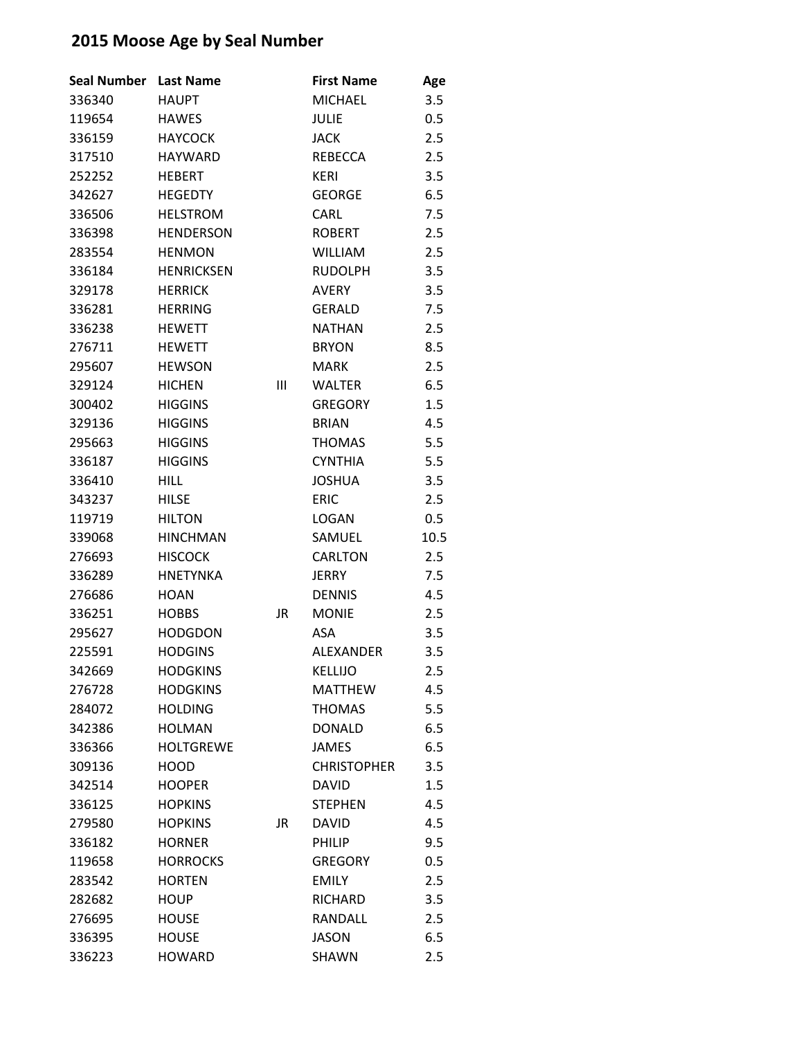## 2015 Moose Age by Seal Number

| Seal Number | Last Name | | First Name | Age |
|---|---|---|---|---|
| 336340 | HAUPT | | MICHAEL | 3.5 |
| 119654 | HAWES | | JULIE | 0.5 |
| 336159 | HAYCOCK | | JACK | 2.5 |
| 317510 | HAYWARD | | REBECCA | 2.5 |
| 252252 | HEBERT | | KERI | 3.5 |
| 342627 | HEGEDTY | | GEORGE | 6.5 |
| 336506 | HELSTROM | | CARL | 7.5 |
| 336398 | HENDERSON | | ROBERT | 2.5 |
| 283554 | HENMON | | WILLIAM | 2.5 |
| 336184 | HENRICKSEN | | RUDOLPH | 3.5 |
| 329178 | HERRICK | | AVERY | 3.5 |
| 336281 | HERRING | | GERALD | 7.5 |
| 336238 | HEWETT | | NATHAN | 2.5 |
| 276711 | HEWETT | | BRYON | 8.5 |
| 295607 | HEWSON | | MARK | 2.5 |
| 329124 | HICHEN | III | WALTER | 6.5 |
| 300402 | HIGGINS | | GREGORY | 1.5 |
| 329136 | HIGGINS | | BRIAN | 4.5 |
| 295663 | HIGGINS | | THOMAS | 5.5 |
| 336187 | HIGGINS | | CYNTHIA | 5.5 |
| 336410 | HILL | | JOSHUA | 3.5 |
| 343237 | HILSE | | ERIC | 2.5 |
| 119719 | HILTON | | LOGAN | 0.5 |
| 339068 | HINCHMAN | | SAMUEL | 10.5 |
| 276693 | HISCOCK | | CARLTON | 2.5 |
| 336289 | HNETYNKA | | JERRY | 7.5 |
| 276686 | HOAN | | DENNIS | 4.5 |
| 336251 | HOBBS | JR | MONIE | 2.5 |
| 295627 | HODGDON | | ASA | 3.5 |
| 225591 | HODGINS | | ALEXANDER | 3.5 |
| 342669 | HODGKINS | | KELLIJO | 2.5 |
| 276728 | HODGKINS | | MATTHEW | 4.5 |
| 284072 | HOLDING | | THOMAS | 5.5 |
| 342386 | HOLMAN | | DONALD | 6.5 |
| 336366 | HOLTGREWE | | JAMES | 6.5 |
| 309136 | HOOD | | CHRISTOPHER | 3.5 |
| 342514 | HOOPER | | DAVID | 1.5 |
| 336125 | HOPKINS | | STEPHEN | 4.5 |
| 279580 | HOPKINS | JR | DAVID | 4.5 |
| 336182 | HORNER | | PHILIP | 9.5 |
| 119658 | HORROCKS | | GREGORY | 0.5 |
| 283542 | HORTEN | | EMILY | 2.5 |
| 282682 | HOUP | | RICHARD | 3.5 |
| 276695 | HOUSE | | RANDALL | 2.5 |
| 336395 | HOUSE | | JASON | 6.5 |
| 336223 | HOWARD | | SHAWN | 2.5 |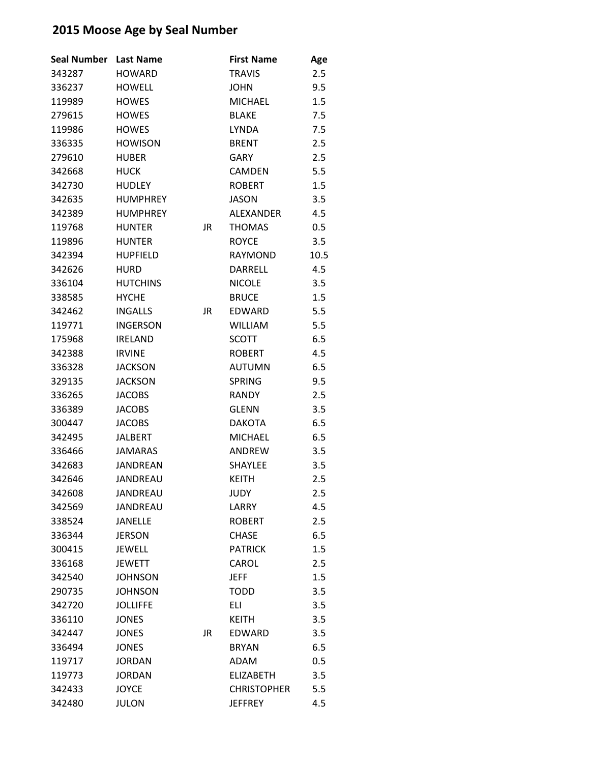## 2015 Moose Age by Seal Number

| Seal Number | Last Name | | First Name | Age |
|---|---|---|---|---|
| 343287 | HOWARD | | TRAVIS | 2.5 |
| 336237 | HOWELL | | JOHN | 9.5 |
| 119989 | HOWES | | MICHAEL | 1.5 |
| 279615 | HOWES | | BLAKE | 7.5 |
| 119986 | HOWES | | LYNDA | 7.5 |
| 336335 | HOWISON | | BRENT | 2.5 |
| 279610 | HUBER | | GARY | 2.5 |
| 342668 | HUCK | | CAMDEN | 5.5 |
| 342730 | HUDLEY | | ROBERT | 1.5 |
| 342635 | HUMPHREY | | JASON | 3.5 |
| 342389 | HUMPHREY | | ALEXANDER | 4.5 |
| 119768 | HUNTER | JR | THOMAS | 0.5 |
| 119896 | HUNTER | | ROYCE | 3.5 |
| 342394 | HUPFIELD | | RAYMOND | 10.5 |
| 342626 | HURD | | DARRELL | 4.5 |
| 336104 | HUTCHINS | | NICOLE | 3.5 |
| 338585 | HYCHE | | BRUCE | 1.5 |
| 342462 | INGALLS | JR | EDWARD | 5.5 |
| 119771 | INGERSON | | WILLIAM | 5.5 |
| 175968 | IRELAND | | SCOTT | 6.5 |
| 342388 | IRVINE | | ROBERT | 4.5 |
| 336328 | JACKSON | | AUTUMN | 6.5 |
| 329135 | JACKSON | | SPRING | 9.5 |
| 336265 | JACOBS | | RANDY | 2.5 |
| 336389 | JACOBS | | GLENN | 3.5 |
| 300447 | JACOBS | | DAKOTA | 6.5 |
| 342495 | JALBERT | | MICHAEL | 6.5 |
| 336466 | JAMARAS | | ANDREW | 3.5 |
| 342683 | JANDREAN | | SHAYLEE | 3.5 |
| 342646 | JANDREAU | | KEITH | 2.5 |
| 342608 | JANDREAU | | JUDY | 2.5 |
| 342569 | JANDREAU | | LARRY | 4.5 |
| 338524 | JANELLE | | ROBERT | 2.5 |
| 336344 | JERSON | | CHASE | 6.5 |
| 300415 | JEWELL | | PATRICK | 1.5 |
| 336168 | JEWETT | | CAROL | 2.5 |
| 342540 | JOHNSON | | JEFF | 1.5 |
| 290735 | JOHNSON | | TODD | 3.5 |
| 342720 | JOLLIFFE | | ELI | 3.5 |
| 336110 | JONES | | KEITH | 3.5 |
| 342447 | JONES | JR | EDWARD | 3.5 |
| 336494 | JONES | | BRYAN | 6.5 |
| 119717 | JORDAN | | ADAM | 0.5 |
| 119773 | JORDAN | | ELIZABETH | 3.5 |
| 342433 | JOYCE | | CHRISTOPHER | 5.5 |
| 342480 | JULON | | JEFFREY | 4.5 |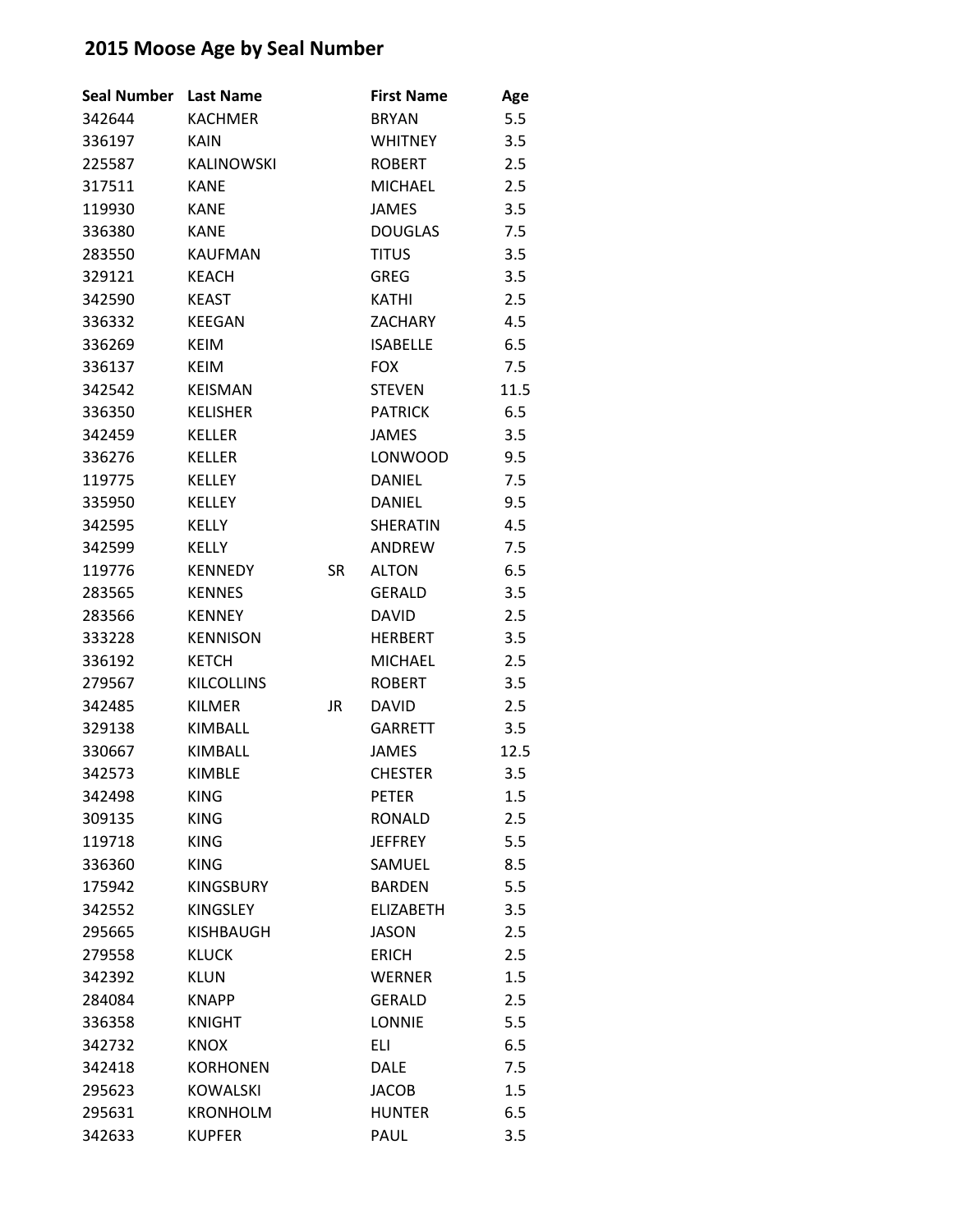## 2015 Moose Age by Seal Number

| Seal Number | Last Name | | First Name | Age |
|---|---|---|---|---|
| 342644 | KACHMER | | BRYAN | 5.5 |
| 336197 | KAIN | | WHITNEY | 3.5 |
| 225587 | KALINOWSKI | | ROBERT | 2.5 |
| 317511 | KANE | | MICHAEL | 2.5 |
| 119930 | KANE | | JAMES | 3.5 |
| 336380 | KANE | | DOUGLAS | 7.5 |
| 283550 | KAUFMAN | | TITUS | 3.5 |
| 329121 | KEACH | | GREG | 3.5 |
| 342590 | KEAST | | KATHI | 2.5 |
| 336332 | KEEGAN | | ZACHARY | 4.5 |
| 336269 | KEIM | | ISABELLE | 6.5 |
| 336137 | KEIM | | FOX | 7.5 |
| 342542 | KEISMAN | | STEVEN | 11.5 |
| 336350 | KELISHER | | PATRICK | 6.5 |
| 342459 | KELLER | | JAMES | 3.5 |
| 336276 | KELLER | | LONWOOD | 9.5 |
| 119775 | KELLEY | | DANIEL | 7.5 |
| 335950 | KELLEY | | DANIEL | 9.5 |
| 342595 | KELLY | | SHERATIN | 4.5 |
| 342599 | KELLY | | ANDREW | 7.5 |
| 119776 | KENNEDY | SR | ALTON | 6.5 |
| 283565 | KENNES | | GERALD | 3.5 |
| 283566 | KENNEY | | DAVID | 2.5 |
| 333228 | KENNISON | | HERBERT | 3.5 |
| 336192 | KETCH | | MICHAEL | 2.5 |
| 279567 | KILCOLLINS | | ROBERT | 3.5 |
| 342485 | KILMER | JR | DAVID | 2.5 |
| 329138 | KIMBALL | | GARRETT | 3.5 |
| 330667 | KIMBALL | | JAMES | 12.5 |
| 342573 | KIMBLE | | CHESTER | 3.5 |
| 342498 | KING | | PETER | 1.5 |
| 309135 | KING | | RONALD | 2.5 |
| 119718 | KING | | JEFFREY | 5.5 |
| 336360 | KING | | SAMUEL | 8.5 |
| 175942 | KINGSBURY | | BARDEN | 5.5 |
| 342552 | KINGSLEY | | ELIZABETH | 3.5 |
| 295665 | KISHBAUGH | | JASON | 2.5 |
| 279558 | KLUCK | | ERICH | 2.5 |
| 342392 | KLUN | | WERNER | 1.5 |
| 284084 | KNAPP | | GERALD | 2.5 |
| 336358 | KNIGHT | | LONNIE | 5.5 |
| 342732 | KNOX | | ELI | 6.5 |
| 342418 | KORHONEN | | DALE | 7.5 |
| 295623 | KOWALSKI | | JACOB | 1.5 |
| 295631 | KRONHOLM | | HUNTER | 6.5 |
| 342633 | KUPFER | | PAUL | 3.5 |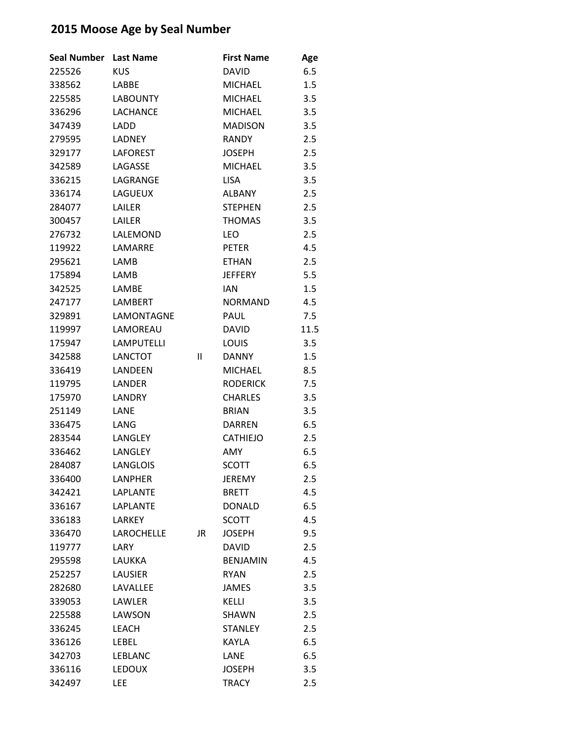# 2015 Moose Age by Seal Number

| Seal Number | Last Name | | First Name | Age |
|---|---|---|---|---|
| 225526 | KUS | | DAVID | 6.5 |
| 338562 | LABBE | | MICHAEL | 1.5 |
| 225585 | LABOUNTY | | MICHAEL | 3.5 |
| 336296 | LACHANCE | | MICHAEL | 3.5 |
| 347439 | LADD | | MADISON | 3.5 |
| 279595 | LADNEY | | RANDY | 2.5 |
| 329177 | LAFOREST | | JOSEPH | 2.5 |
| 342589 | LAGASSE | | MICHAEL | 3.5 |
| 336215 | LAGRANGE | | LISA | 3.5 |
| 336174 | LAGUEUX | | ALBANY | 2.5 |
| 284077 | LAILER | | STEPHEN | 2.5 |
| 300457 | LAILER | | THOMAS | 3.5 |
| 276732 | LALEMOND | | LEO | 2.5 |
| 119922 | LAMARRE | | PETER | 4.5 |
| 295621 | LAMB | | ETHAN | 2.5 |
| 175894 | LAMB | | JEFFERY | 5.5 |
| 342525 | LAMBE | | IAN | 1.5 |
| 247177 | LAMBERT | | NORMAND | 4.5 |
| 329891 | LAMONTAGNE | | PAUL | 7.5 |
| 119997 | LAMOREAU | | DAVID | 11.5 |
| 175947 | LAMPUTELLI | | LOUIS | 3.5 |
| 342588 | LANCTOT | II | DANNY | 1.5 |
| 336419 | LANDEEN | | MICHAEL | 8.5 |
| 119795 | LANDER | | RODERICK | 7.5 |
| 175970 | LANDRY | | CHARLES | 3.5 |
| 251149 | LANE | | BRIAN | 3.5 |
| 336475 | LANG | | DARREN | 6.5 |
| 283544 | LANGLEY | | CATHIEJO | 2.5 |
| 336462 | LANGLEY | | AMY | 6.5 |
| 284087 | LANGLOIS | | SCOTT | 6.5 |
| 336400 | LANPHER | | JEREMY | 2.5 |
| 342421 | LAPLANTE | | BRETT | 4.5 |
| 336167 | LAPLANTE | | DONALD | 6.5 |
| 336183 | LARKEY | | SCOTT | 4.5 |
| 336470 | LAROCHELLE | JR | JOSEPH | 9.5 |
| 119777 | LARY | | DAVID | 2.5 |
| 295598 | LAUKKA | | BENJAMIN | 4.5 |
| 252257 | LAUSIER | | RYAN | 2.5 |
| 282680 | LAVALLEE | | JAMES | 3.5 |
| 339053 | LAWLER | | KELLI | 3.5 |
| 225588 | LAWSON | | SHAWN | 2.5 |
| 336245 | LEACH | | STANLEY | 2.5 |
| 336126 | LEBEL | | KAYLA | 6.5 |
| 342703 | LEBLANC | | LANE | 6.5 |
| 336116 | LEDOUX | | JOSEPH | 3.5 |
| 342497 | LEE | | TRACY | 2.5 |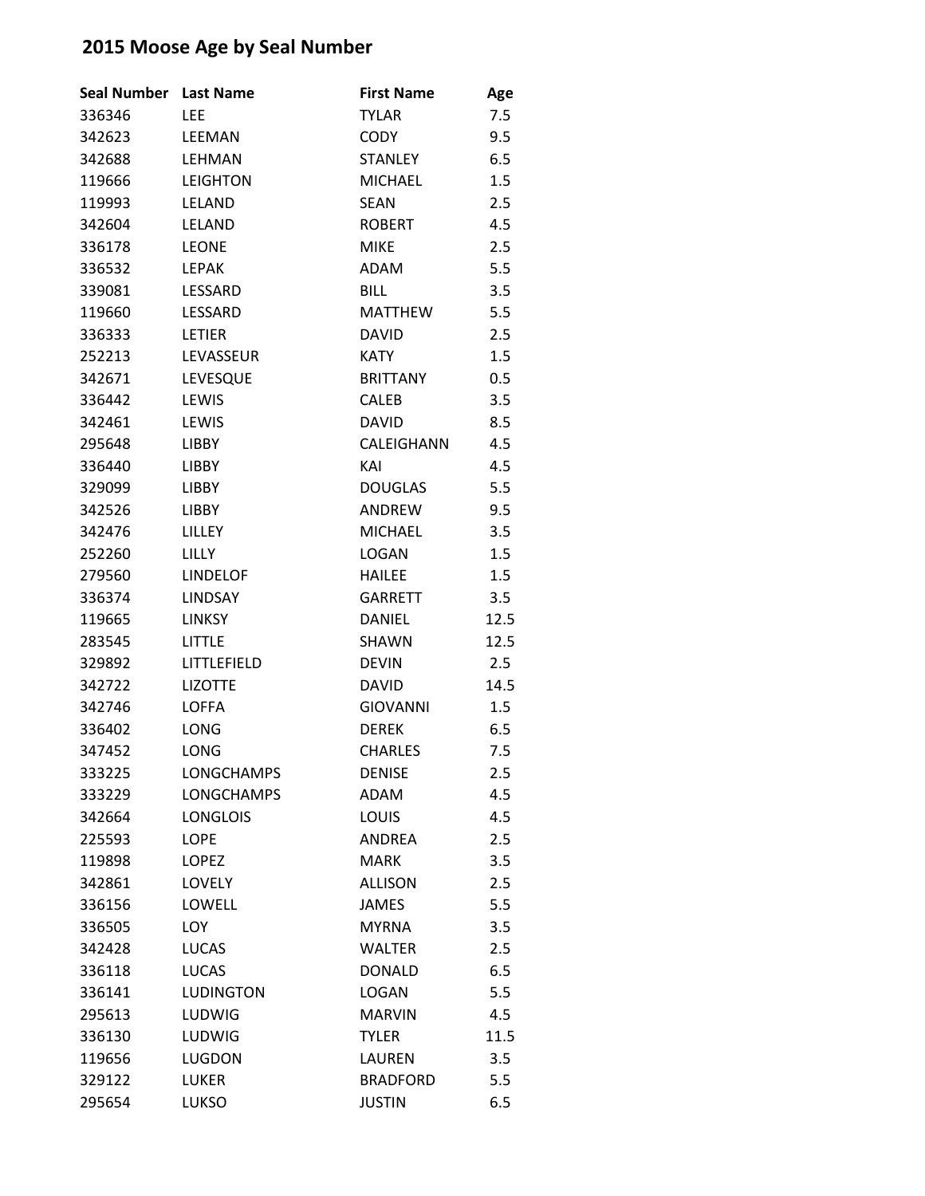# 2015 Moose Age by Seal Number

| Seal Number | Last Name | First Name | Age |
|---|---|---|---|
| 336346 | LEE | TYLAR | 7.5 |
| 342623 | LEEMAN | CODY | 9.5 |
| 342688 | LEHMAN | STANLEY | 6.5 |
| 119666 | LEIGHTON | MICHAEL | 1.5 |
| 119993 | LELAND | SEAN | 2.5 |
| 342604 | LELAND | ROBERT | 4.5 |
| 336178 | LEONE | MIKE | 2.5 |
| 336532 | LEPAK | ADAM | 5.5 |
| 339081 | LESSARD | BILL | 3.5 |
| 119660 | LESSARD | MATTHEW | 5.5 |
| 336333 | LETIER | DAVID | 2.5 |
| 252213 | LEVASSEUR | KATY | 1.5 |
| 342671 | LEVESQUE | BRITTANY | 0.5 |
| 336442 | LEWIS | CALEB | 3.5 |
| 342461 | LEWIS | DAVID | 8.5 |
| 295648 | LIBBY | CALEIGHANN | 4.5 |
| 336440 | LIBBY | KAI | 4.5 |
| 329099 | LIBBY | DOUGLAS | 5.5 |
| 342526 | LIBBY | ANDREW | 9.5 |
| 342476 | LILLEY | MICHAEL | 3.5 |
| 252260 | LILLY | LOGAN | 1.5 |
| 279560 | LINDELOF | HAILEE | 1.5 |
| 336374 | LINDSAY | GARRETT | 3.5 |
| 119665 | LINKSY | DANIEL | 12.5 |
| 283545 | LITTLE | SHAWN | 12.5 |
| 329892 | LITTLEFIELD | DEVIN | 2.5 |
| 342722 | LIZOTTE | DAVID | 14.5 |
| 342746 | LOFFA | GIOVANNI | 1.5 |
| 336402 | LONG | DEREK | 6.5 |
| 347452 | LONG | CHARLES | 7.5 |
| 333225 | LONGCHAMPS | DENISE | 2.5 |
| 333229 | LONGCHAMPS | ADAM | 4.5 |
| 342664 | LONGLOIS | LOUIS | 4.5 |
| 225593 | LOPE | ANDREA | 2.5 |
| 119898 | LOPEZ | MARK | 3.5 |
| 342861 | LOVELY | ALLISON | 2.5 |
| 336156 | LOWELL | JAMES | 5.5 |
| 336505 | LOY | MYRNA | 3.5 |
| 342428 | LUCAS | WALTER | 2.5 |
| 336118 | LUCAS | DONALD | 6.5 |
| 336141 | LUDINGTON | LOGAN | 5.5 |
| 295613 | LUDWIG | MARVIN | 4.5 |
| 336130 | LUDWIG | TYLER | 11.5 |
| 119656 | LUGDON | LAUREN | 3.5 |
| 329122 | LUKER | BRADFORD | 5.5 |
| 295654 | LUKSO | JUSTIN | 6.5 |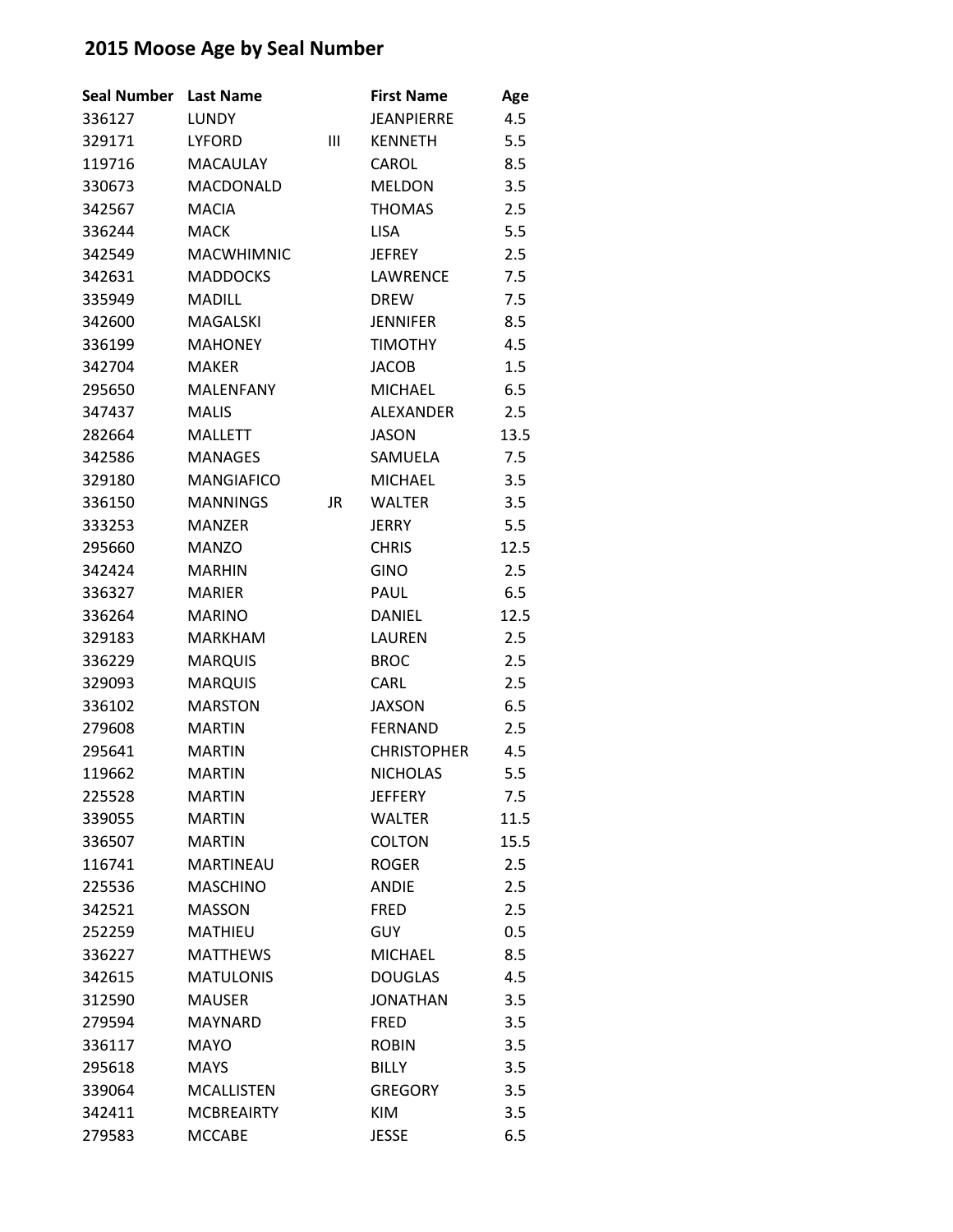## 2015 Moose Age by Seal Number

| Seal Number | Last Name | | First Name | Age |
|---|---|---|---|---|
| 336127 | LUNDY | | JEANPIERRE | 4.5 |
| 329171 | LYFORD | III | KENNETH | 5.5 |
| 119716 | MACAULAY | | CAROL | 8.5 |
| 330673 | MACDONALD | | MELDON | 3.5 |
| 342567 | MACIA | | THOMAS | 2.5 |
| 336244 | MACK | | LISA | 5.5 |
| 342549 | MACWHIMNIC | | JEFREY | 2.5 |
| 342631 | MADDOCKS | | LAWRENCE | 7.5 |
| 335949 | MADILL | | DREW | 7.5 |
| 342600 | MAGALSKI | | JENNIFER | 8.5 |
| 336199 | MAHONEY | | TIMOTHY | 4.5 |
| 342704 | MAKER | | JACOB | 1.5 |
| 295650 | MALENFANY | | MICHAEL | 6.5 |
| 347437 | MALIS | | ALEXANDER | 2.5 |
| 282664 | MALLETT | | JASON | 13.5 |
| 342586 | MANAGES | | SAMUELA | 7.5 |
| 329180 | MANGIAFICO | | MICHAEL | 3.5 |
| 336150 | MANNINGS | JR | WALTER | 3.5 |
| 333253 | MANZER | | JERRY | 5.5 |
| 295660 | MANZO | | CHRIS | 12.5 |
| 342424 | MARHIN | | GINO | 2.5 |
| 336327 | MARIER | | PAUL | 6.5 |
| 336264 | MARINO | | DANIEL | 12.5 |
| 329183 | MARKHAM | | LAUREN | 2.5 |
| 336229 | MARQUIS | | BROC | 2.5 |
| 329093 | MARQUIS | | CARL | 2.5 |
| 336102 | MARSTON | | JAXSON | 6.5 |
| 279608 | MARTIN | | FERNAND | 2.5 |
| 295641 | MARTIN | | CHRISTOPHER | 4.5 |
| 119662 | MARTIN | | NICHOLAS | 5.5 |
| 225528 | MARTIN | | JEFFERY | 7.5 |
| 339055 | MARTIN | | WALTER | 11.5 |
| 336507 | MARTIN | | COLTON | 15.5 |
| 116741 | MARTINEAU | | ROGER | 2.5 |
| 225536 | MASCHINO | | ANDIE | 2.5 |
| 342521 | MASSON | | FRED | 2.5 |
| 252259 | MATHIEU | | GUY | 0.5 |
| 336227 | MATTHEWS | | MICHAEL | 8.5 |
| 342615 | MATULONIS | | DOUGLAS | 4.5 |
| 312590 | MAUSER | | JONATHAN | 3.5 |
| 279594 | MAYNARD | | FRED | 3.5 |
| 336117 | MAYO | | ROBIN | 3.5 |
| 295618 | MAYS | | BILLY | 3.5 |
| 339064 | MCALLISTEN | | GREGORY | 3.5 |
| 342411 | MCBREAIRTY | | KIM | 3.5 |
| 279583 | MCCABE | | JESSE | 6.5 |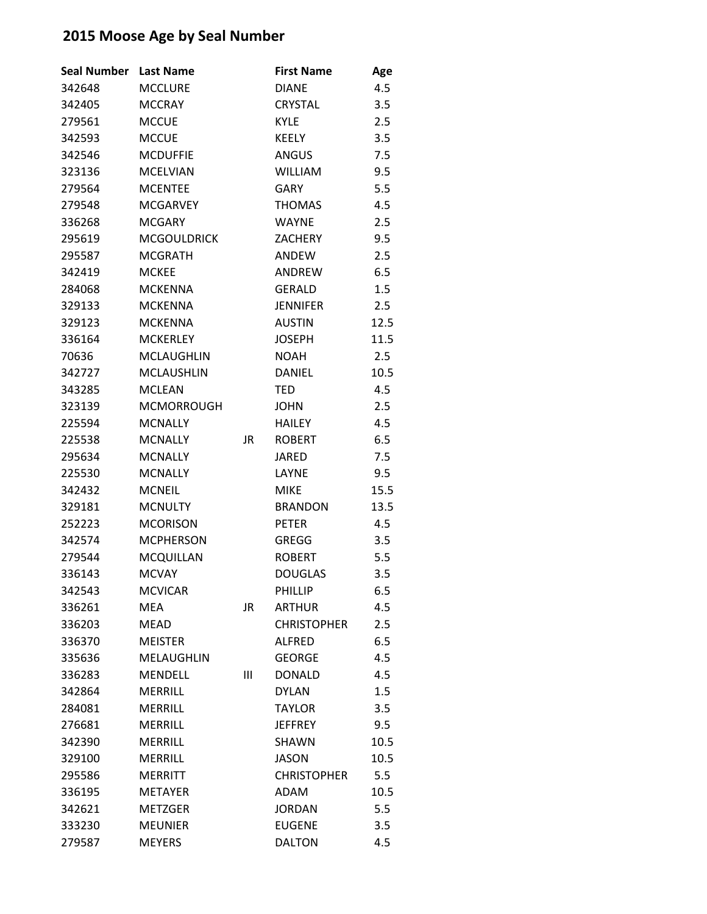## 2015 Moose Age by Seal Number

| Seal Number | Last Name | | First Name | Age |
|---|---|---|---|---|
| 342648 | MCCLURE | | DIANE | 4.5 |
| 342405 | MCCRAY | | CRYSTAL | 3.5 |
| 279561 | MCCUE | | KYLE | 2.5 |
| 342593 | MCCUE | | KEELY | 3.5 |
| 342546 | MCDUFFIE | | ANGUS | 7.5 |
| 323136 | MCELVIAN | | WILLIAM | 9.5 |
| 279564 | MCENTEE | | GARY | 5.5 |
| 279548 | MCGARVEY | | THOMAS | 4.5 |
| 336268 | MCGARY | | WAYNE | 2.5 |
| 295619 | MCGOULDRICK | | ZACHERY | 9.5 |
| 295587 | MCGRATH | | ANDEW | 2.5 |
| 342419 | MCKEE | | ANDREW | 6.5 |
| 284068 | MCKENNA | | GERALD | 1.5 |
| 329133 | MCKENNA | | JENNIFER | 2.5 |
| 329123 | MCKENNA | | AUSTIN | 12.5 |
| 336164 | MCKERLEY | | JOSEPH | 11.5 |
| 70636 | MCLAUGHLIN | | NOAH | 2.5 |
| 342727 | MCLAUSHLIN | | DANIEL | 10.5 |
| 343285 | MCLEAN | | TED | 4.5 |
| 323139 | MCMORROUGH | | JOHN | 2.5 |
| 225594 | MCNALLY | | HAILEY | 4.5 |
| 225538 | MCNALLY | JR | ROBERT | 6.5 |
| 295634 | MCNALLY | | JARED | 7.5 |
| 225530 | MCNALLY | | LAYNE | 9.5 |
| 342432 | MCNEIL | | MIKE | 15.5 |
| 329181 | MCNULTY | | BRANDON | 13.5 |
| 252223 | MCORISON | | PETER | 4.5 |
| 342574 | MCPHERSON | | GREGG | 3.5 |
| 279544 | MCQUILLAN | | ROBERT | 5.5 |
| 336143 | MCVAY | | DOUGLAS | 3.5 |
| 342543 | MCVICAR | | PHILLIP | 6.5 |
| 336261 | MEA | JR | ARTHUR | 4.5 |
| 336203 | MEAD | | CHRISTOPHER | 2.5 |
| 336370 | MEISTER | | ALFRED | 6.5 |
| 335636 | MELAUGHLIN | | GEORGE | 4.5 |
| 336283 | MENDELL | III | DONALD | 4.5 |
| 342864 | MERRILL | | DYLAN | 1.5 |
| 284081 | MERRILL | | TAYLOR | 3.5 |
| 276681 | MERRILL | | JEFFREY | 9.5 |
| 342390 | MERRILL | | SHAWN | 10.5 |
| 329100 | MERRILL | | JASON | 10.5 |
| 295586 | MERRITT | | CHRISTOPHER | 5.5 |
| 336195 | METAYER | | ADAM | 10.5 |
| 342621 | METZGER | | JORDAN | 5.5 |
| 333230 | MEUNIER | | EUGENE | 3.5 |
| 279587 | MEYERS | | DALTON | 4.5 |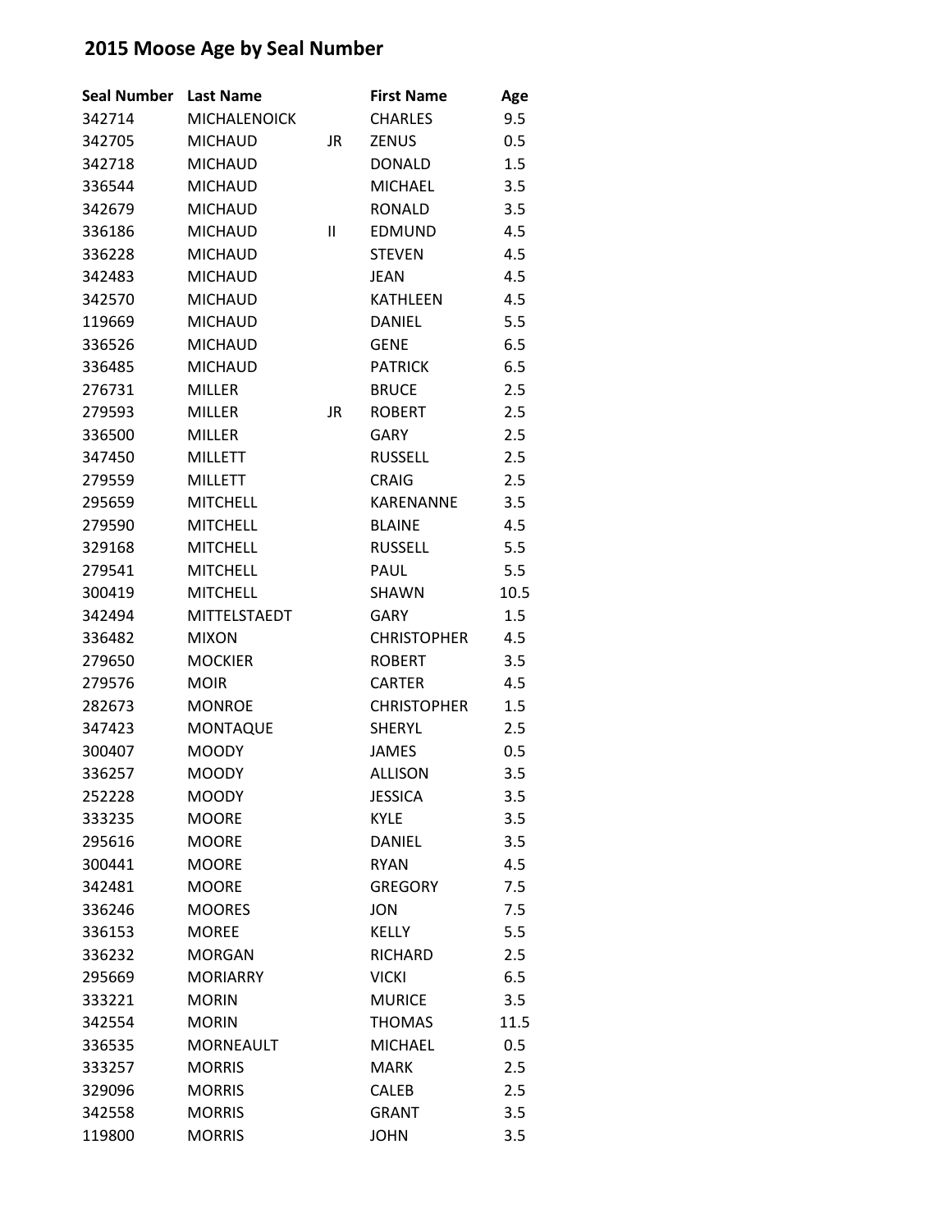## 2015 Moose Age by Seal Number

| Seal Number | Last Name | | First Name | Age |
|---|---|---|---|---|
| 342714 | MICHALENOICK | | CHARLES | 9.5 |
| 342705 | MICHAUD | JR | ZENUS | 0.5 |
| 342718 | MICHAUD | | DONALD | 1.5 |
| 336544 | MICHAUD | | MICHAEL | 3.5 |
| 342679 | MICHAUD | | RONALD | 3.5 |
| 336186 | MICHAUD | II | EDMUND | 4.5 |
| 336228 | MICHAUD | | STEVEN | 4.5 |
| 342483 | MICHAUD | | JEAN | 4.5 |
| 342570 | MICHAUD | | KATHLEEN | 4.5 |
| 119669 | MICHAUD | | DANIEL | 5.5 |
| 336526 | MICHAUD | | GENE | 6.5 |
| 336485 | MICHAUD | | PATRICK | 6.5 |
| 276731 | MILLER | | BRUCE | 2.5 |
| 279593 | MILLER | JR | ROBERT | 2.5 |
| 336500 | MILLER | | GARY | 2.5 |
| 347450 | MILLETT | | RUSSELL | 2.5 |
| 279559 | MILLETT | | CRAIG | 2.5 |
| 295659 | MITCHELL | | KARENANNE | 3.5 |
| 279590 | MITCHELL | | BLAINE | 4.5 |
| 329168 | MITCHELL | | RUSSELL | 5.5 |
| 279541 | MITCHELL | | PAUL | 5.5 |
| 300419 | MITCHELL | | SHAWN | 10.5 |
| 342494 | MITTELSTAEDT | | GARY | 1.5 |
| 336482 | MIXON | | CHRISTOPHER | 4.5 |
| 279650 | MOCKIER | | ROBERT | 3.5 |
| 279576 | MOIR | | CARTER | 4.5 |
| 282673 | MONROE | | CHRISTOPHER | 1.5 |
| 347423 | MONTAQUE | | SHERYL | 2.5 |
| 300407 | MOODY | | JAMES | 0.5 |
| 336257 | MOODY | | ALLISON | 3.5 |
| 252228 | MOODY | | JESSICA | 3.5 |
| 333235 | MOORE | | KYLE | 3.5 |
| 295616 | MOORE | | DANIEL | 3.5 |
| 300441 | MOORE | | RYAN | 4.5 |
| 342481 | MOORE | | GREGORY | 7.5 |
| 336246 | MOORES | | JON | 7.5 |
| 336153 | MOREE | | KELLY | 5.5 |
| 336232 | MORGAN | | RICHARD | 2.5 |
| 295669 | MORIARRY | | VICKI | 6.5 |
| 333221 | MORIN | | MURICE | 3.5 |
| 342554 | MORIN | | THOMAS | 11.5 |
| 336535 | MORNEAULT | | MICHAEL | 0.5 |
| 333257 | MORRIS | | MARK | 2.5 |
| 329096 | MORRIS | | CALEB | 2.5 |
| 342558 | MORRIS | | GRANT | 3.5 |
| 119800 | MORRIS | | JOHN | 3.5 |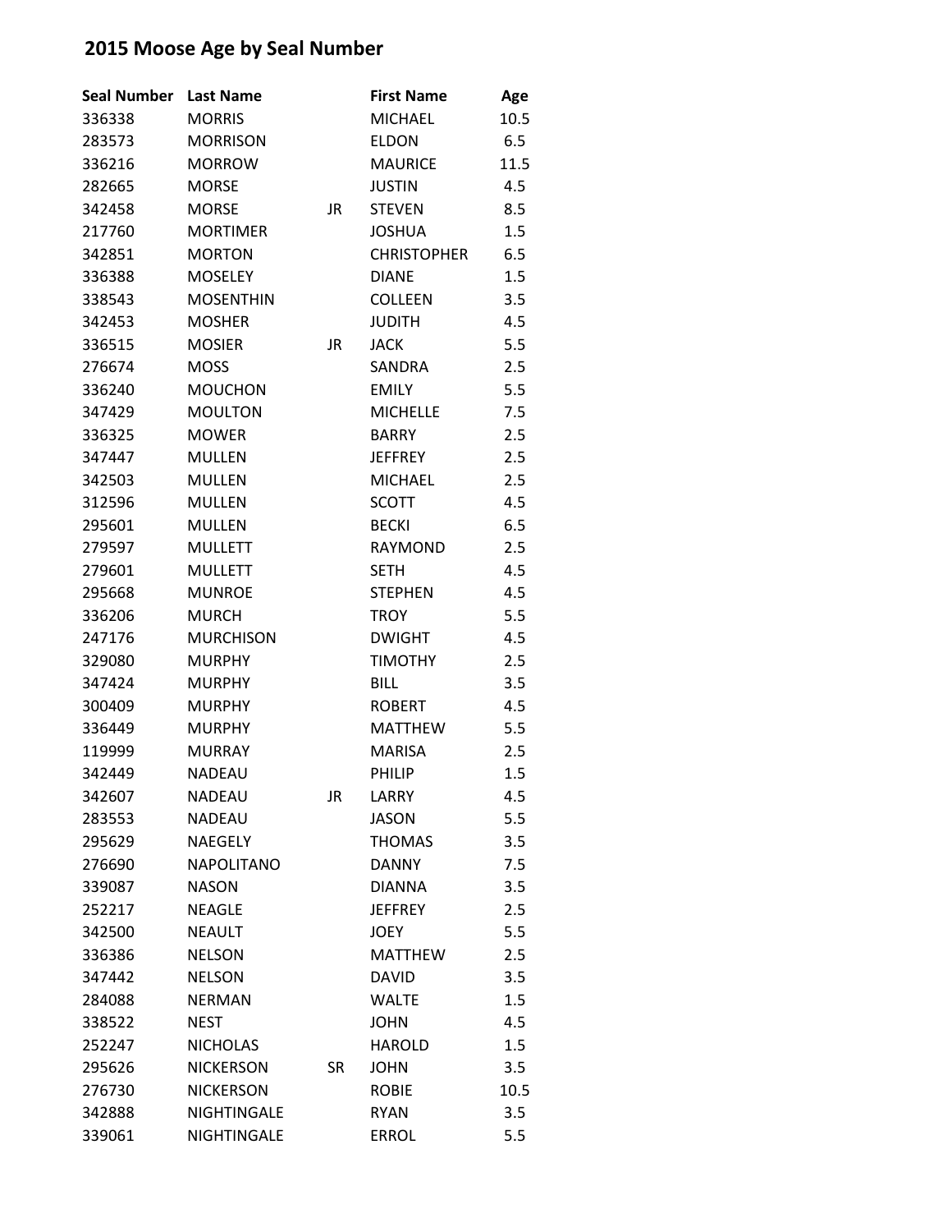# 2015 Moose Age by Seal Number

| Seal Number | Last Name | | First Name | Age |
|---|---|---|---|---|
| 336338 | MORRIS | | MICHAEL | 10.5 |
| 283573 | MORRISON | | ELDON | 6.5 |
| 336216 | MORROW | | MAURICE | 11.5 |
| 282665 | MORSE | | JUSTIN | 4.5 |
| 342458 | MORSE | JR | STEVEN | 8.5 |
| 217760 | MORTIMER | | JOSHUA | 1.5 |
| 342851 | MORTON | | CHRISTOPHER | 6.5 |
| 336388 | MOSELEY | | DIANE | 1.5 |
| 338543 | MOSENTHIN | | COLLEEN | 3.5 |
| 342453 | MOSHER | | JUDITH | 4.5 |
| 336515 | MOSIER | JR | JACK | 5.5 |
| 276674 | MOSS | | SANDRA | 2.5 |
| 336240 | MOUCHON | | EMILY | 5.5 |
| 347429 | MOULTON | | MICHELLE | 7.5 |
| 336325 | MOWER | | BARRY | 2.5 |
| 347447 | MULLEN | | JEFFREY | 2.5 |
| 342503 | MULLEN | | MICHAEL | 2.5 |
| 312596 | MULLEN | | SCOTT | 4.5 |
| 295601 | MULLEN | | BECKI | 6.5 |
| 279597 | MULLETT | | RAYMOND | 2.5 |
| 279601 | MULLETT | | SETH | 4.5 |
| 295668 | MUNROE | | STEPHEN | 4.5 |
| 336206 | MURCH | | TROY | 5.5 |
| 247176 | MURCHISON | | DWIGHT | 4.5 |
| 329080 | MURPHY | | TIMOTHY | 2.5 |
| 347424 | MURPHY | | BILL | 3.5 |
| 300409 | MURPHY | | ROBERT | 4.5 |
| 336449 | MURPHY | | MATTHEW | 5.5 |
| 119999 | MURRAY | | MARISA | 2.5 |
| 342449 | NADEAU | | PHILIP | 1.5 |
| 342607 | NADEAU | JR | LARRY | 4.5 |
| 283553 | NADEAU | | JASON | 5.5 |
| 295629 | NAEGELY | | THOMAS | 3.5 |
| 276690 | NAPOLITANO | | DANNY | 7.5 |
| 339087 | NASON | | DIANNA | 3.5 |
| 252217 | NEAGLE | | JEFFREY | 2.5 |
| 342500 | NEAULT | | JOEY | 5.5 |
| 336386 | NELSON | | MATTHEW | 2.5 |
| 347442 | NELSON | | DAVID | 3.5 |
| 284088 | NERMAN | | WALTE | 1.5 |
| 338522 | NEST | | JOHN | 4.5 |
| 252247 | NICHOLAS | | HAROLD | 1.5 |
| 295626 | NICKERSON | SR | JOHN | 3.5 |
| 276730 | NICKERSON | | ROBIE | 10.5 |
| 342888 | NIGHTINGALE | | RYAN | 3.5 |
| 339061 | NIGHTINGALE | | ERROL | 5.5 |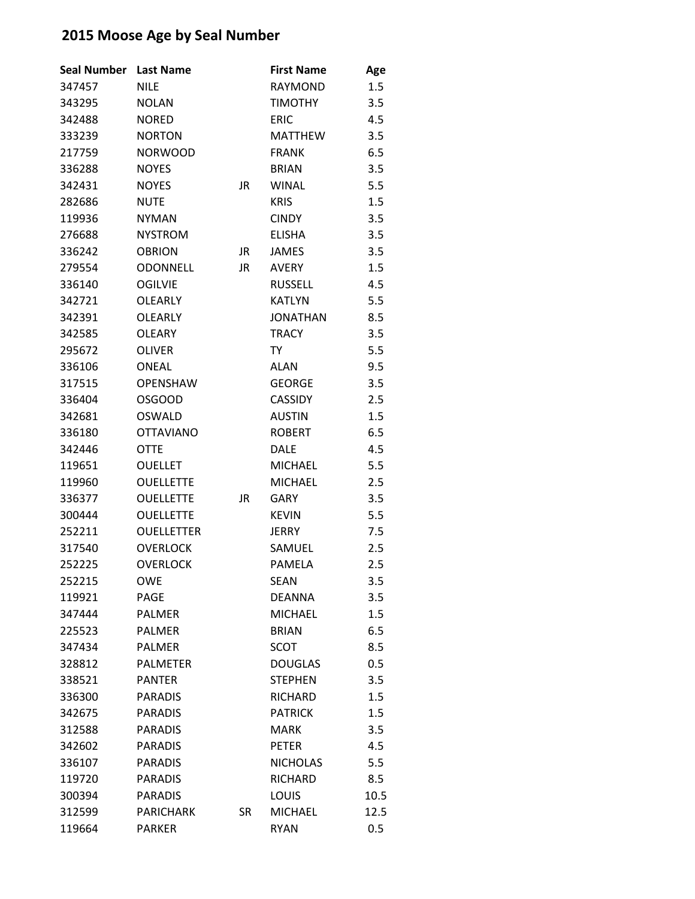# 2015 Moose Age by Seal Number

| Seal Number | Last Name | | First Name | Age |
|---|---|---|---|---|
| 347457 | NILE | | RAYMOND | 1.5 |
| 343295 | NOLAN | | TIMOTHY | 3.5 |
| 342488 | NORED | | ERIC | 4.5 |
| 333239 | NORTON | | MATTHEW | 3.5 |
| 217759 | NORWOOD | | FRANK | 6.5 |
| 336288 | NOYES | | BRIAN | 3.5 |
| 342431 | NOYES | JR | WINAL | 5.5 |
| 282686 | NUTE | | KRIS | 1.5 |
| 119936 | NYMAN | | CINDY | 3.5 |
| 276688 | NYSTROM | | ELISHA | 3.5 |
| 336242 | OBRION | JR | JAMES | 3.5 |
| 279554 | ODONNELL | JR | AVERY | 1.5 |
| 336140 | OGILVIE | | RUSSELL | 4.5 |
| 342721 | OLEARLY | | KATLYN | 5.5 |
| 342391 | OLEARLY | | JONATHAN | 8.5 |
| 342585 | OLEARY | | TRACY | 3.5 |
| 295672 | OLIVER | | TY | 5.5 |
| 336106 | ONEAL | | ALAN | 9.5 |
| 317515 | OPENSHAW | | GEORGE | 3.5 |
| 336404 | OSGOOD | | CASSIDY | 2.5 |
| 342681 | OSWALD | | AUSTIN | 1.5 |
| 336180 | OTTAVIANO | | ROBERT | 6.5 |
| 342446 | OTTE | | DALE | 4.5 |
| 119651 | OUELLET | | MICHAEL | 5.5 |
| 119960 | OUELLETTE | | MICHAEL | 2.5 |
| 336377 | OUELLETTE | JR | GARY | 3.5 |
| 300444 | OUELLETTE | | KEVIN | 5.5 |
| 252211 | OUELLETTER | | JERRY | 7.5 |
| 317540 | OVERLOCK | | SAMUEL | 2.5 |
| 252225 | OVERLOCK | | PAMELA | 2.5 |
| 252215 | OWE | | SEAN | 3.5 |
| 119921 | PAGE | | DEANNA | 3.5 |
| 347444 | PALMER | | MICHAEL | 1.5 |
| 225523 | PALMER | | BRIAN | 6.5 |
| 347434 | PALMER | | SCOT | 8.5 |
| 328812 | PALMETER | | DOUGLAS | 0.5 |
| 338521 | PANTER | | STEPHEN | 3.5 |
| 336300 | PARADIS | | RICHARD | 1.5 |
| 342675 | PARADIS | | PATRICK | 1.5 |
| 312588 | PARADIS | | MARK | 3.5 |
| 342602 | PARADIS | | PETER | 4.5 |
| 336107 | PARADIS | | NICHOLAS | 5.5 |
| 119720 | PARADIS | | RICHARD | 8.5 |
| 300394 | PARADIS | | LOUIS | 10.5 |
| 312599 | PARICHARK | SR | MICHAEL | 12.5 |
| 119664 | PARKER | | RYAN | 0.5 |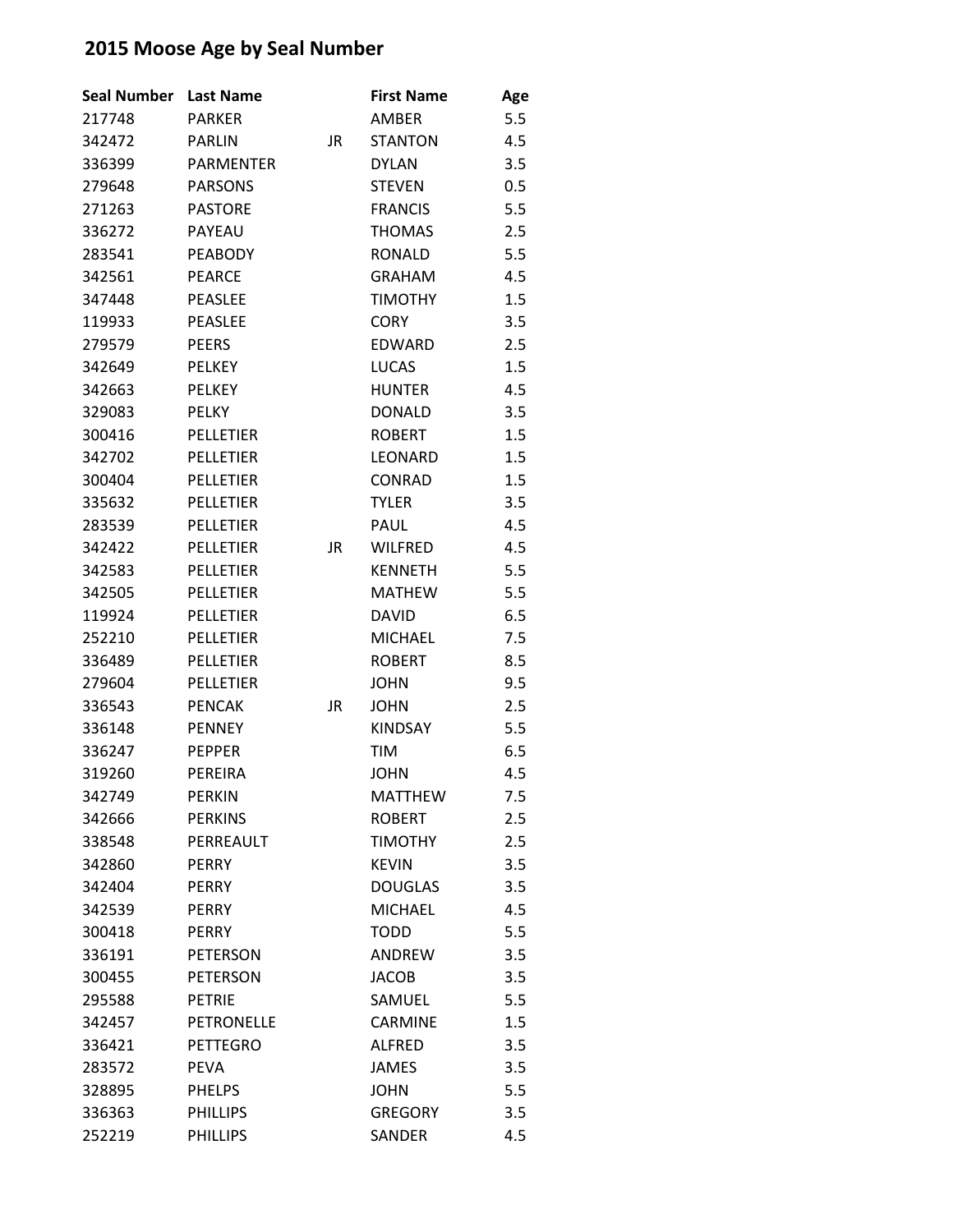## 2015 Moose Age by Seal Number

| Seal Number | Last Name | | First Name | Age |
|---|---|---|---|---|
| 217748 | PARKER | | AMBER | 5.5 |
| 342472 | PARLIN | JR | STANTON | 4.5 |
| 336399 | PARMENTER | | DYLAN | 3.5 |
| 279648 | PARSONS | | STEVEN | 0.5 |
| 271263 | PASTORE | | FRANCIS | 5.5 |
| 336272 | PAYEAU | | THOMAS | 2.5 |
| 283541 | PEABODY | | RONALD | 5.5 |
| 342561 | PEARCE | | GRAHAM | 4.5 |
| 347448 | PEASLEE | | TIMOTHY | 1.5 |
| 119933 | PEASLEE | | CORY | 3.5 |
| 279579 | PEERS | | EDWARD | 2.5 |
| 342649 | PELKEY | | LUCAS | 1.5 |
| 342663 | PELKEY | | HUNTER | 4.5 |
| 329083 | PELKY | | DONALD | 3.5 |
| 300416 | PELLETIER | | ROBERT | 1.5 |
| 342702 | PELLETIER | | LEONARD | 1.5 |
| 300404 | PELLETIER | | CONRAD | 1.5 |
| 335632 | PELLETIER | | TYLER | 3.5 |
| 283539 | PELLETIER | | PAUL | 4.5 |
| 342422 | PELLETIER | JR | WILFRED | 4.5 |
| 342583 | PELLETIER | | KENNETH | 5.5 |
| 342505 | PELLETIER | | MATHEW | 5.5 |
| 119924 | PELLETIER | | DAVID | 6.5 |
| 252210 | PELLETIER | | MICHAEL | 7.5 |
| 336489 | PELLETIER | | ROBERT | 8.5 |
| 279604 | PELLETIER | | JOHN | 9.5 |
| 336543 | PENCAK | JR | JOHN | 2.5 |
| 336148 | PENNEY | | KINDSAY | 5.5 |
| 336247 | PEPPER | | TIM | 6.5 |
| 319260 | PEREIRA | | JOHN | 4.5 |
| 342749 | PERKIN | | MATTHEW | 7.5 |
| 342666 | PERKINS | | ROBERT | 2.5 |
| 338548 | PERREAULT | | TIMOTHY | 2.5 |
| 342860 | PERRY | | KEVIN | 3.5 |
| 342404 | PERRY | | DOUGLAS | 3.5 |
| 342539 | PERRY | | MICHAEL | 4.5 |
| 300418 | PERRY | | TODD | 5.5 |
| 336191 | PETERSON | | ANDREW | 3.5 |
| 300455 | PETERSON | | JACOB | 3.5 |
| 295588 | PETRIE | | SAMUEL | 5.5 |
| 342457 | PETRONELLE | | CARMINE | 1.5 |
| 336421 | PETTEGRO | | ALFRED | 3.5 |
| 283572 | PEVA | | JAMES | 3.5 |
| 328895 | PHELPS | | JOHN | 5.5 |
| 336363 | PHILLIPS | | GREGORY | 3.5 |
| 252219 | PHILLIPS | | SANDER | 4.5 |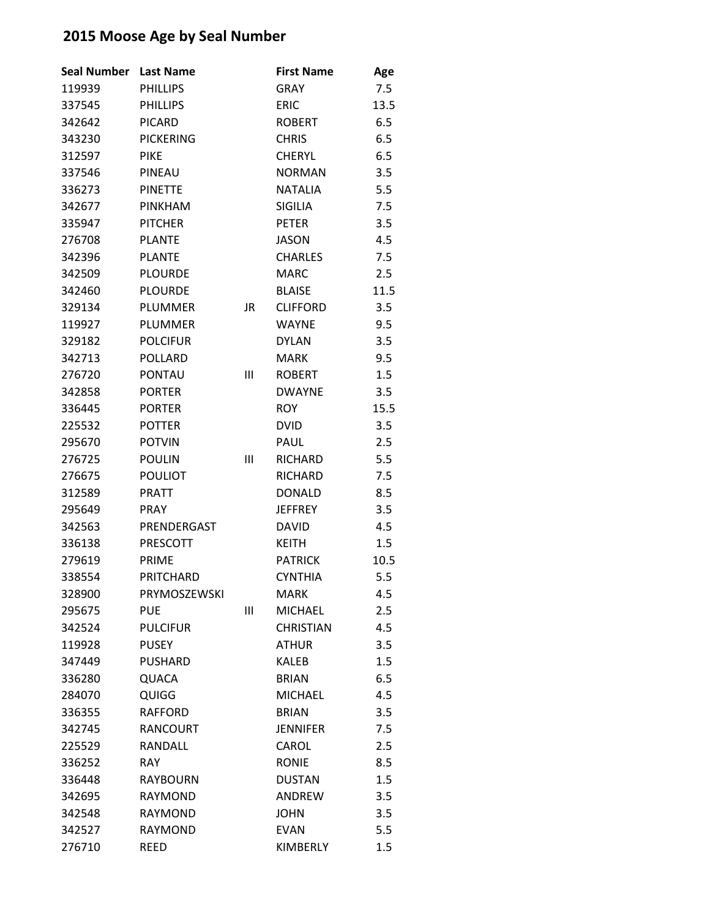# 2015 Moose Age by Seal Number

| Seal Number | Last Name | | First Name | Age |
|---|---|---|---|---|
| 119939 | PHILLIPS | | GRAY | 7.5 |
| 337545 | PHILLIPS | | ERIC | 13.5 |
| 342642 | PICARD | | ROBERT | 6.5 |
| 343230 | PICKERING | | CHRIS | 6.5 |
| 312597 | PIKE | | CHERYL | 6.5 |
| 337546 | PINEAU | | NORMAN | 3.5 |
| 336273 | PINETTE | | NATALIA | 5.5 |
| 342677 | PINKHAM | | SIGILIA | 7.5 |
| 335947 | PITCHER | | PETER | 3.5 |
| 276708 | PLANTE | | JASON | 4.5 |
| 342396 | PLANTE | | CHARLES | 7.5 |
| 342509 | PLOURDE | | MARC | 2.5 |
| 342460 | PLOURDE | | BLAISE | 11.5 |
| 329134 | PLUMMER | JR | CLIFFORD | 3.5 |
| 119927 | PLUMMER | | WAYNE | 9.5 |
| 329182 | POLCIFUR | | DYLAN | 3.5 |
| 342713 | POLLARD | | MARK | 9.5 |
| 276720 | PONTAU | III | ROBERT | 1.5 |
| 342858 | PORTER | | DWAYNE | 3.5 |
| 336445 | PORTER | | ROY | 15.5 |
| 225532 | POTTER | | DVID | 3.5 |
| 295670 | POTVIN | | PAUL | 2.5 |
| 276725 | POULIN | III | RICHARD | 5.5 |
| 276675 | POULIOT | | RICHARD | 7.5 |
| 312589 | PRATT | | DONALD | 8.5 |
| 295649 | PRAY | | JEFFREY | 3.5 |
| 342563 | PRENDERGAST | | DAVID | 4.5 |
| 336138 | PRESCOTT | | KEITH | 1.5 |
| 279619 | PRIME | | PATRICK | 10.5 |
| 338554 | PRITCHARD | | CYNTHIA | 5.5 |
| 328900 | PRYMOSZEWSKI | | MARK | 4.5 |
| 295675 | PUE | III | MICHAEL | 2.5 |
| 342524 | PULCIFUR | | CHRISTIAN | 4.5 |
| 119928 | PUSEY | | ATHUR | 3.5 |
| 347449 | PUSHARD | | KALEB | 1.5 |
| 336280 | QUACA | | BRIAN | 6.5 |
| 284070 | QUIGG | | MICHAEL | 4.5 |
| 336355 | RAFFORD | | BRIAN | 3.5 |
| 342745 | RANCOURT | | JENNIFER | 7.5 |
| 225529 | RANDALL | | CAROL | 2.5 |
| 336252 | RAY | | RONIE | 8.5 |
| 336448 | RAYBOURN | | DUSTAN | 1.5 |
| 342695 | RAYMOND | | ANDREW | 3.5 |
| 342548 | RAYMOND | | JOHN | 3.5 |
| 342527 | RAYMOND | | EVAN | 5.5 |
| 276710 | REED | | KIMBERLY | 1.5 |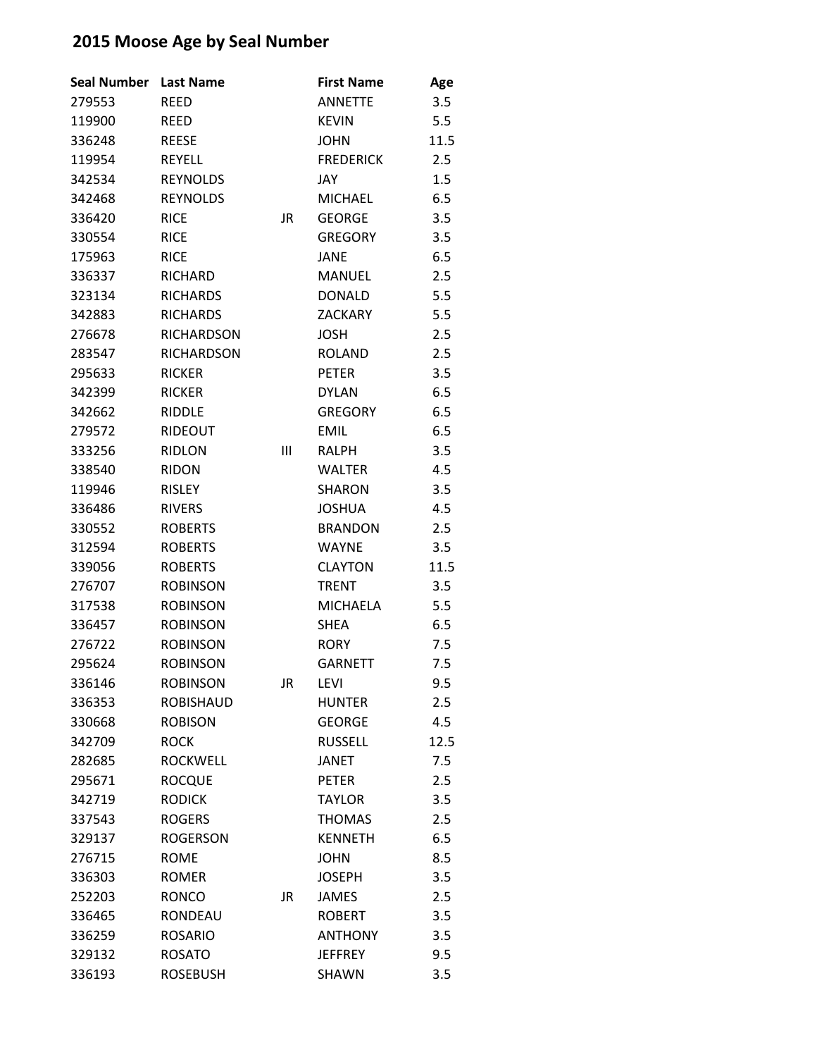# 2015 Moose Age by Seal Number

| Seal Number | Last Name | | First Name | Age |
|---|---|---|---|---|
| 279553 | REED | | ANNETTE | 3.5 |
| 119900 | REED | | KEVIN | 5.5 |
| 336248 | REESE | | JOHN | 11.5 |
| 119954 | REYELL | | FREDERICK | 2.5 |
| 342534 | REYNOLDS | | JAY | 1.5 |
| 342468 | REYNOLDS | | MICHAEL | 6.5 |
| 336420 | RICE | JR | GEORGE | 3.5 |
| 330554 | RICE | | GREGORY | 3.5 |
| 175963 | RICE | | JANE | 6.5 |
| 336337 | RICHARD | | MANUEL | 2.5 |
| 323134 | RICHARDS | | DONALD | 5.5 |
| 342883 | RICHARDS | | ZACKARY | 5.5 |
| 276678 | RICHARDSON | | JOSH | 2.5 |
| 283547 | RICHARDSON | | ROLAND | 2.5 |
| 295633 | RICKER | | PETER | 3.5 |
| 342399 | RICKER | | DYLAN | 6.5 |
| 342662 | RIDDLE | | GREGORY | 6.5 |
| 279572 | RIDEOUT | | EMIL | 6.5 |
| 333256 | RIDLON | III | RALPH | 3.5 |
| 338540 | RIDON | | WALTER | 4.5 |
| 119946 | RISLEY | | SHARON | 3.5 |
| 336486 | RIVERS | | JOSHUA | 4.5 |
| 330552 | ROBERTS | | BRANDON | 2.5 |
| 312594 | ROBERTS | | WAYNE | 3.5 |
| 339056 | ROBERTS | | CLAYTON | 11.5 |
| 276707 | ROBINSON | | TRENT | 3.5 |
| 317538 | ROBINSON | | MICHAELA | 5.5 |
| 336457 | ROBINSON | | SHEA | 6.5 |
| 276722 | ROBINSON | | RORY | 7.5 |
| 295624 | ROBINSON | | GARNETT | 7.5 |
| 336146 | ROBINSON | JR | LEVI | 9.5 |
| 336353 | ROBISHAUD | | HUNTER | 2.5 |
| 330668 | ROBISON | | GEORGE | 4.5 |
| 342709 | ROCK | | RUSSELL | 12.5 |
| 282685 | ROCKWELL | | JANET | 7.5 |
| 295671 | ROCQUE | | PETER | 2.5 |
| 342719 | RODICK | | TAYLOR | 3.5 |
| 337543 | ROGERS | | THOMAS | 2.5 |
| 329137 | ROGERSON | | KENNETH | 6.5 |
| 276715 | ROME | | JOHN | 8.5 |
| 336303 | ROMER | | JOSEPH | 3.5 |
| 252203 | RONCO | JR | JAMES | 2.5 |
| 336465 | RONDEAU | | ROBERT | 3.5 |
| 336259 | ROSARIO | | ANTHONY | 3.5 |
| 329132 | ROSATO | | JEFFREY | 9.5 |
| 336193 | ROSEBUSH | | SHAWN | 3.5 |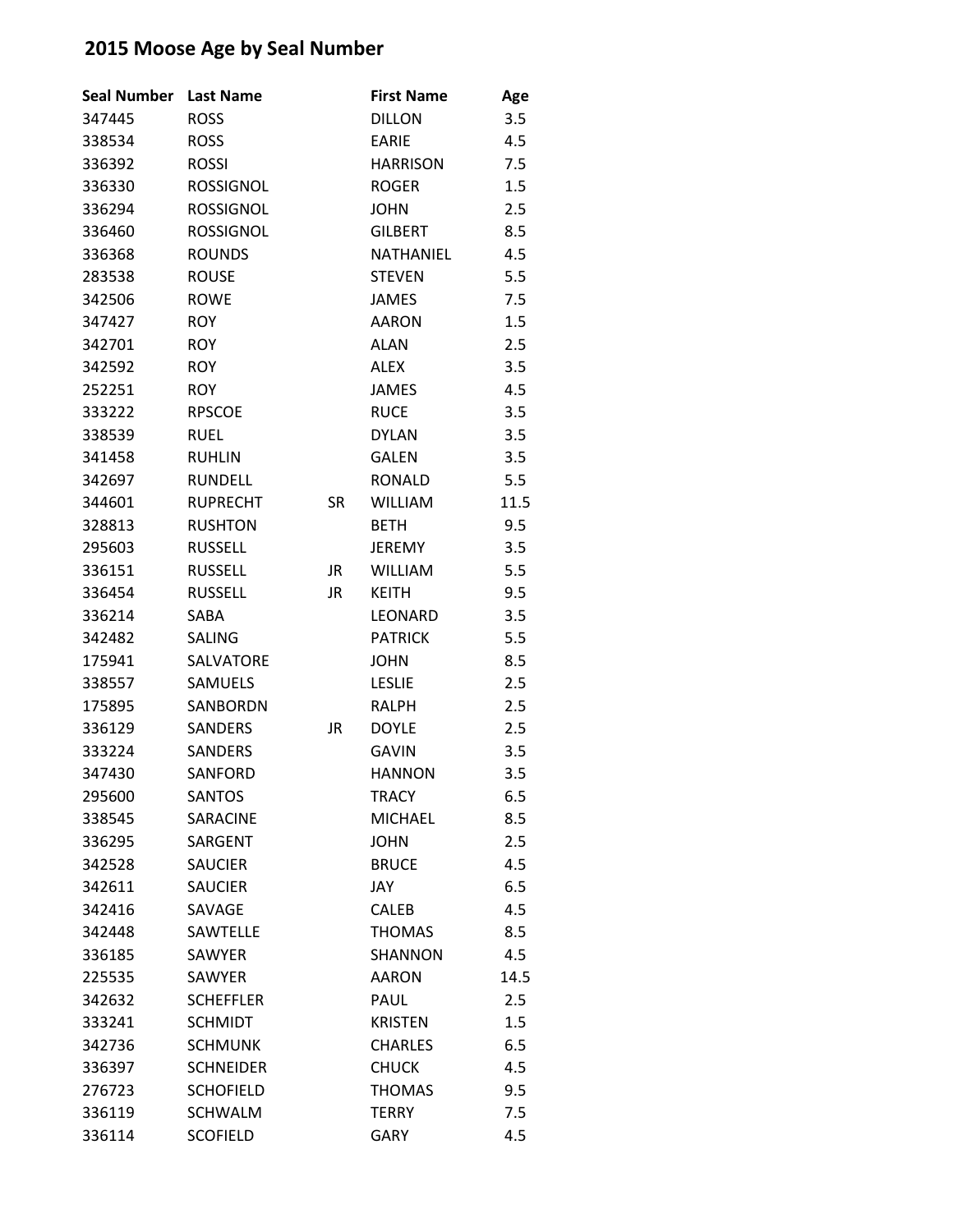## 2015 Moose Age by Seal Number

| Seal Number | Last Name | | First Name | Age |
|---|---|---|---|---|
| 347445 | ROSS | | DILLON | 3.5 |
| 338534 | ROSS | | EARIE | 4.5 |
| 336392 | ROSSI | | HARRISON | 7.5 |
| 336330 | ROSSIGNOL | | ROGER | 1.5 |
| 336294 | ROSSIGNOL | | JOHN | 2.5 |
| 336460 | ROSSIGNOL | | GILBERT | 8.5 |
| 336368 | ROUNDS | | NATHANIEL | 4.5 |
| 283538 | ROUSE | | STEVEN | 5.5 |
| 342506 | ROWE | | JAMES | 7.5 |
| 347427 | ROY | | AARON | 1.5 |
| 342701 | ROY | | ALAN | 2.5 |
| 342592 | ROY | | ALEX | 3.5 |
| 252251 | ROY | | JAMES | 4.5 |
| 333222 | RPSCOE | | RUCE | 3.5 |
| 338539 | RUEL | | DYLAN | 3.5 |
| 341458 | RUHLIN | | GALEN | 3.5 |
| 342697 | RUNDELL | | RONALD | 5.5 |
| 344601 | RUPRECHT | SR | WILLIAM | 11.5 |
| 328813 | RUSHTON | | BETH | 9.5 |
| 295603 | RUSSELL | | JEREMY | 3.5 |
| 336151 | RUSSELL | JR | WILLIAM | 5.5 |
| 336454 | RUSSELL | JR | KEITH | 9.5 |
| 336214 | SABA | | LEONARD | 3.5 |
| 342482 | SALING | | PATRICK | 5.5 |
| 175941 | SALVATORE | | JOHN | 8.5 |
| 338557 | SAMUELS | | LESLIE | 2.5 |
| 175895 | SANBORDN | | RALPH | 2.5 |
| 336129 | SANDERS | JR | DOYLE | 2.5 |
| 333224 | SANDERS | | GAVIN | 3.5 |
| 347430 | SANFORD | | HANNON | 3.5 |
| 295600 | SANTOS | | TRACY | 6.5 |
| 338545 | SARACINE | | MICHAEL | 8.5 |
| 336295 | SARGENT | | JOHN | 2.5 |
| 342528 | SAUCIER | | BRUCE | 4.5 |
| 342611 | SAUCIER | | JAY | 6.5 |
| 342416 | SAVAGE | | CALEB | 4.5 |
| 342448 | SAWTELLE | | THOMAS | 8.5 |
| 336185 | SAWYER | | SHANNON | 4.5 |
| 225535 | SAWYER | | AARON | 14.5 |
| 342632 | SCHEFFLER | | PAUL | 2.5 |
| 333241 | SCHMIDT | | KRISTEN | 1.5 |
| 342736 | SCHMUNK | | CHARLES | 6.5 |
| 336397 | SCHNEIDER | | CHUCK | 4.5 |
| 276723 | SCHOFIELD | | THOMAS | 9.5 |
| 336119 | SCHWALM | | TERRY | 7.5 |
| 336114 | SCOFIELD | | GARY | 4.5 |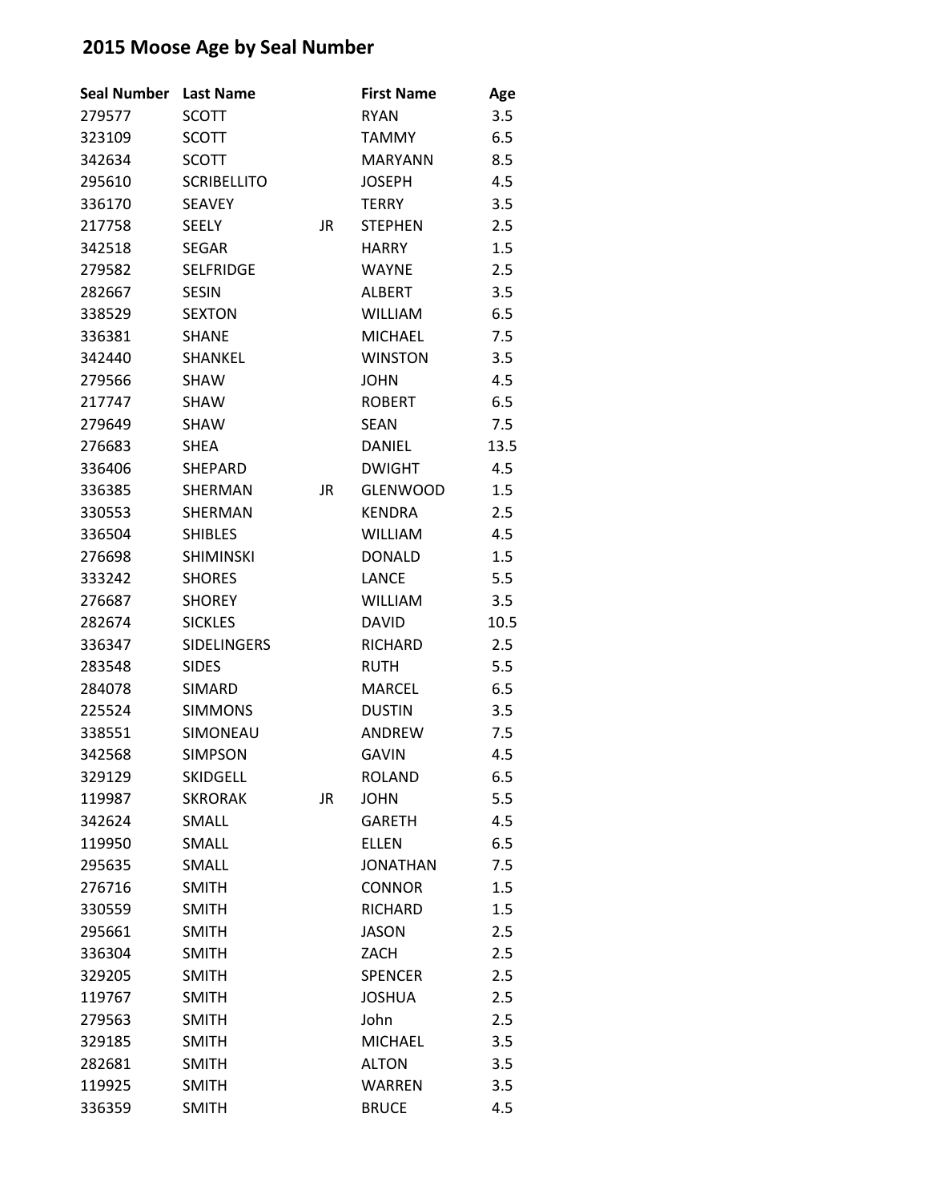# 2015 Moose Age by Seal Number

| Seal Number | Last Name | | First Name | Age |
|---|---|---|---|---|
| 279577 | SCOTT | | RYAN | 3.5 |
| 323109 | SCOTT | | TAMMY | 6.5 |
| 342634 | SCOTT | | MARYANN | 8.5 |
| 295610 | SCRIBELLITO | | JOSEPH | 4.5 |
| 336170 | SEAVEY | | TERRY | 3.5 |
| 217758 | SEELY | JR | STEPHEN | 2.5 |
| 342518 | SEGAR | | HARRY | 1.5 |
| 279582 | SELFRIDGE | | WAYNE | 2.5 |
| 282667 | SESIN | | ALBERT | 3.5 |
| 338529 | SEXTON | | WILLIAM | 6.5 |
| 336381 | SHANE | | MICHAEL | 7.5 |
| 342440 | SHANKEL | | WINSTON | 3.5 |
| 279566 | SHAW | | JOHN | 4.5 |
| 217747 | SHAW | | ROBERT | 6.5 |
| 279649 | SHAW | | SEAN | 7.5 |
| 276683 | SHEA | | DANIEL | 13.5 |
| 336406 | SHEPARD | | DWIGHT | 4.5 |
| 336385 | SHERMAN | JR | GLENWOOD | 1.5 |
| 330553 | SHERMAN | | KENDRA | 2.5 |
| 336504 | SHIBLES | | WILLIAM | 4.5 |
| 276698 | SHIMINSKI | | DONALD | 1.5 |
| 333242 | SHORES | | LANCE | 5.5 |
| 276687 | SHOREY | | WILLIAM | 3.5 |
| 282674 | SICKLES | | DAVID | 10.5 |
| 336347 | SIDELINGERS | | RICHARD | 2.5 |
| 283548 | SIDES | | RUTH | 5.5 |
| 284078 | SIMARD | | MARCEL | 6.5 |
| 225524 | SIMMONS | | DUSTIN | 3.5 |
| 338551 | SIMONEAU | | ANDREW | 7.5 |
| 342568 | SIMPSON | | GAVIN | 4.5 |
| 329129 | SKIDGELL | | ROLAND | 6.5 |
| 119987 | SKRORAK | JR | JOHN | 5.5 |
| 342624 | SMALL | | GARETH | 4.5 |
| 119950 | SMALL | | ELLEN | 6.5 |
| 295635 | SMALL | | JONATHAN | 7.5 |
| 276716 | SMITH | | CONNOR | 1.5 |
| 330559 | SMITH | | RICHARD | 1.5 |
| 295661 | SMITH | | JASON | 2.5 |
| 336304 | SMITH | | ZACH | 2.5 |
| 329205 | SMITH | | SPENCER | 2.5 |
| 119767 | SMITH | | JOSHUA | 2.5 |
| 279563 | SMITH | | John | 2.5 |
| 329185 | SMITH | | MICHAEL | 3.5 |
| 282681 | SMITH | | ALTON | 3.5 |
| 119925 | SMITH | | WARREN | 3.5 |
| 336359 | SMITH | | BRUCE | 4.5 |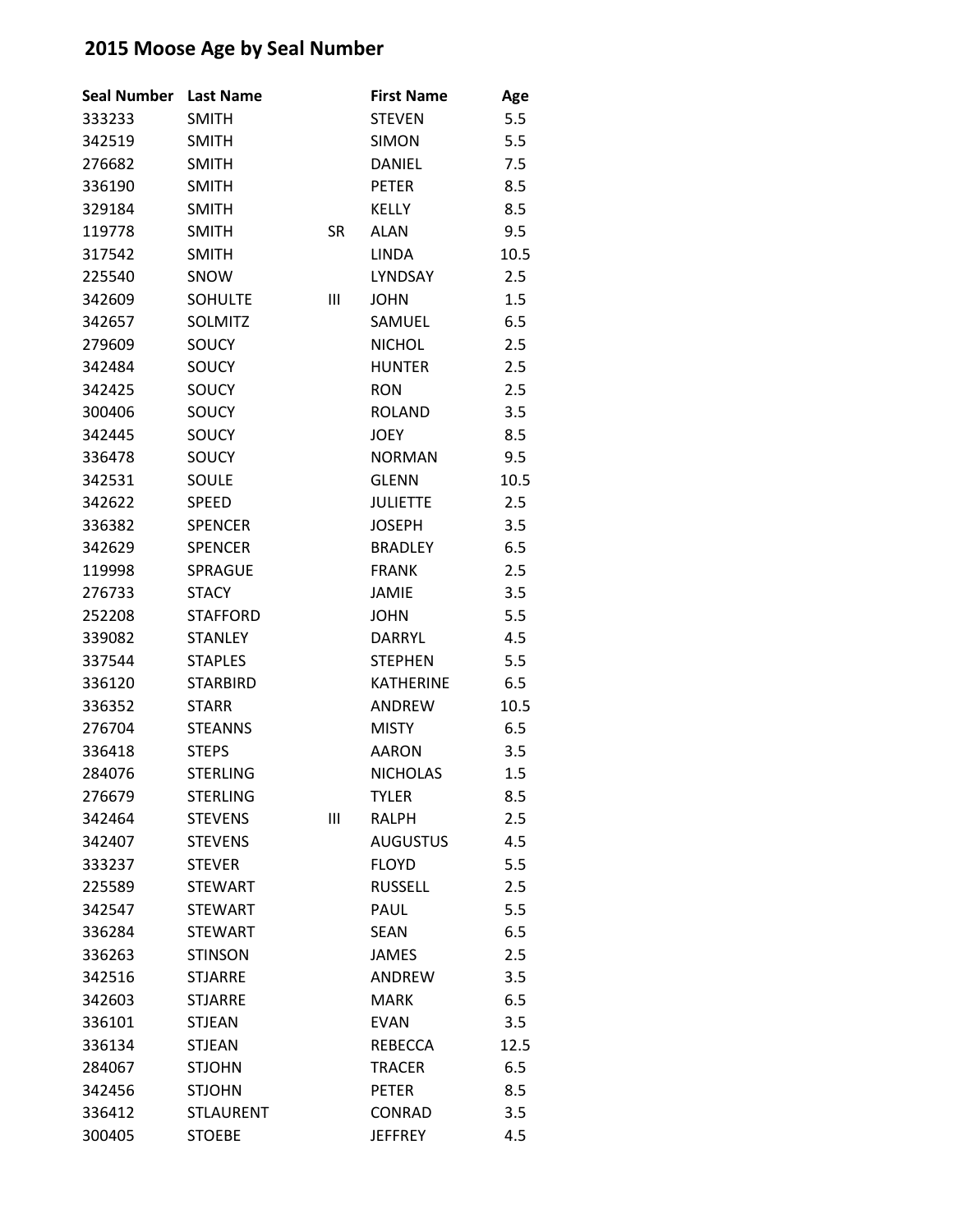## 2015 Moose Age by Seal Number

| Seal Number | Last Name | | First Name | Age |
|---|---|---|---|---|
| 333233 | SMITH | | STEVEN | 5.5 |
| 342519 | SMITH | | SIMON | 5.5 |
| 276682 | SMITH | | DANIEL | 7.5 |
| 336190 | SMITH | | PETER | 8.5 |
| 329184 | SMITH | | KELLY | 8.5 |
| 119778 | SMITH | SR | ALAN | 9.5 |
| 317542 | SMITH | | LINDA | 10.5 |
| 225540 | SNOW | | LYNDSAY | 2.5 |
| 342609 | SOHULTE | III | JOHN | 1.5 |
| 342657 | SOLMITZ | | SAMUEL | 6.5 |
| 279609 | SOUCY | | NICHOL | 2.5 |
| 342484 | SOUCY | | HUNTER | 2.5 |
| 342425 | SOUCY | | RON | 2.5 |
| 300406 | SOUCY | | ROLAND | 3.5 |
| 342445 | SOUCY | | JOEY | 8.5 |
| 336478 | SOUCY | | NORMAN | 9.5 |
| 342531 | SOULE | | GLENN | 10.5 |
| 342622 | SPEED | | JULIETTE | 2.5 |
| 336382 | SPENCER | | JOSEPH | 3.5 |
| 342629 | SPENCER | | BRADLEY | 6.5 |
| 119998 | SPRAGUE | | FRANK | 2.5 |
| 276733 | STACY | | JAMIE | 3.5 |
| 252208 | STAFFORD | | JOHN | 5.5 |
| 339082 | STANLEY | | DARRYL | 4.5 |
| 337544 | STAPLES | | STEPHEN | 5.5 |
| 336120 | STARBIRD | | KATHERINE | 6.5 |
| 336352 | STARR | | ANDREW | 10.5 |
| 276704 | STEANNS | | MISTY | 6.5 |
| 336418 | STEPS | | AARON | 3.5 |
| 284076 | STERLING | | NICHOLAS | 1.5 |
| 276679 | STERLING | | TYLER | 8.5 |
| 342464 | STEVENS | III | RALPH | 2.5 |
| 342407 | STEVENS | | AUGUSTUS | 4.5 |
| 333237 | STEVER | | FLOYD | 5.5 |
| 225589 | STEWART | | RUSSELL | 2.5 |
| 342547 | STEWART | | PAUL | 5.5 |
| 336284 | STEWART | | SEAN | 6.5 |
| 336263 | STINSON | | JAMES | 2.5 |
| 342516 | STJARRE | | ANDREW | 3.5 |
| 342603 | STJARRE | | MARK | 6.5 |
| 336101 | STJEAN | | EVAN | 3.5 |
| 336134 | STJEAN | | REBECCA | 12.5 |
| 284067 | STJOHN | | TRACER | 6.5 |
| 342456 | STJOHN | | PETER | 8.5 |
| 336412 | STLAURENT | | CONRAD | 3.5 |
| 300405 | STOEBE | | JEFFREY | 4.5 |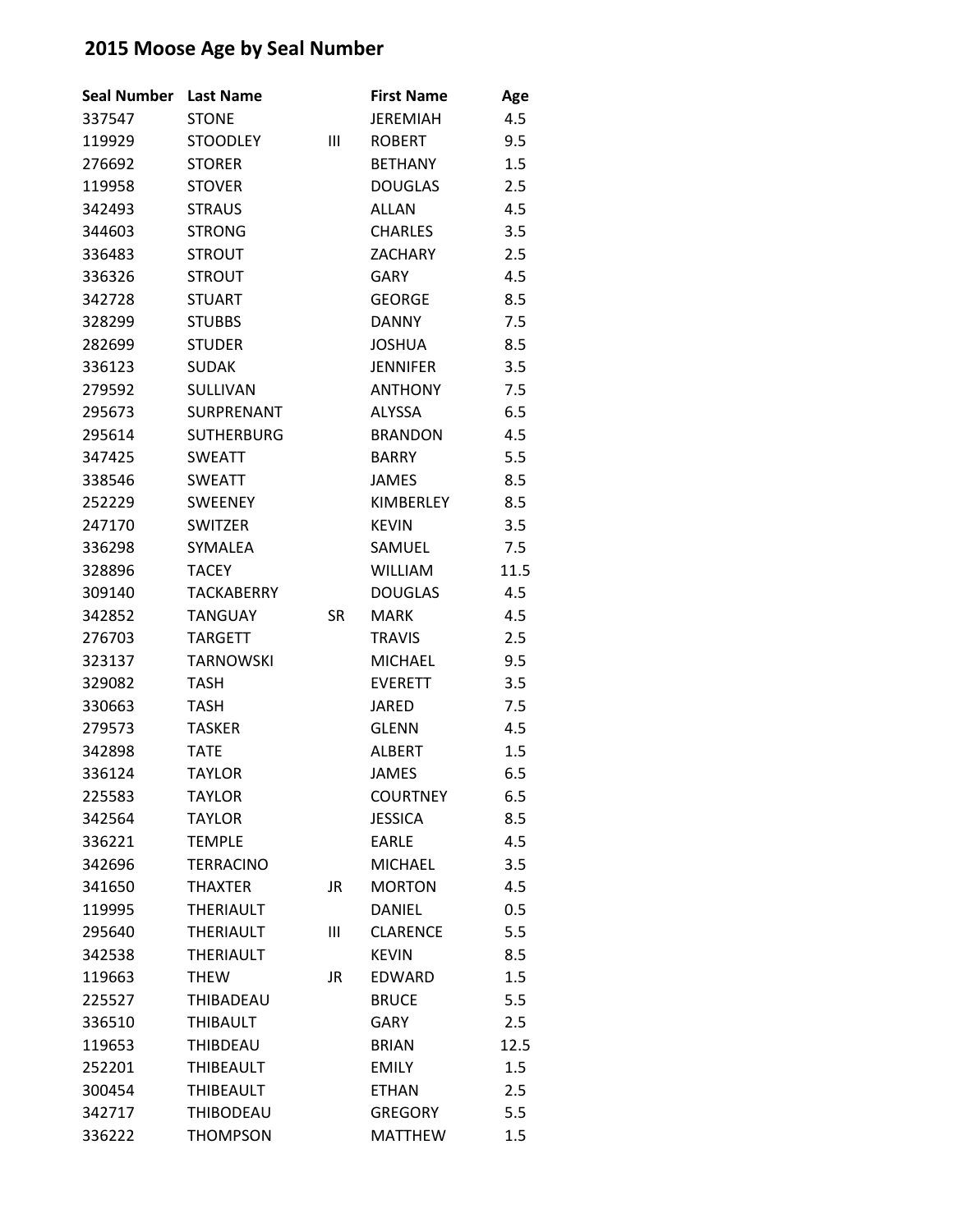# 2015 Moose Age by Seal Number

| Seal Number | Last Name | | First Name | Age |
|---|---|---|---|---|
| 337547 | STONE | | JEREMIAH | 4.5 |
| 119929 | STOODLEY | III | ROBERT | 9.5 |
| 276692 | STORER | | BETHANY | 1.5 |
| 119958 | STOVER | | DOUGLAS | 2.5 |
| 342493 | STRAUS | | ALLAN | 4.5 |
| 344603 | STRONG | | CHARLES | 3.5 |
| 336483 | STROUT | | ZACHARY | 2.5 |
| 336326 | STROUT | | GARY | 4.5 |
| 342728 | STUART | | GEORGE | 8.5 |
| 328299 | STUBBS | | DANNY | 7.5 |
| 282699 | STUDER | | JOSHUA | 8.5 |
| 336123 | SUDAK | | JENNIFER | 3.5 |
| 279592 | SULLIVAN | | ANTHONY | 7.5 |
| 295673 | SURPRENANT | | ALYSSA | 6.5 |
| 295614 | SUTHERBURG | | BRANDON | 4.5 |
| 347425 | SWEATT | | BARRY | 5.5 |
| 338546 | SWEATT | | JAMES | 8.5 |
| 252229 | SWEENEY | | KIMBERLEY | 8.5 |
| 247170 | SWITZER | | KEVIN | 3.5 |
| 336298 | SYMALEA | | SAMUEL | 7.5 |
| 328896 | TACEY | | WILLIAM | 11.5 |
| 309140 | TACKABERRY | | DOUGLAS | 4.5 |
| 342852 | TANGUAY | SR | MARK | 4.5 |
| 276703 | TARGETT | | TRAVIS | 2.5 |
| 323137 | TARNOWSKI | | MICHAEL | 9.5 |
| 329082 | TASH | | EVERETT | 3.5 |
| 330663 | TASH | | JARED | 7.5 |
| 279573 | TASKER | | GLENN | 4.5 |
| 342898 | TATE | | ALBERT | 1.5 |
| 336124 | TAYLOR | | JAMES | 6.5 |
| 225583 | TAYLOR | | COURTNEY | 6.5 |
| 342564 | TAYLOR | | JESSICA | 8.5 |
| 336221 | TEMPLE | | EARLE | 4.5 |
| 342696 | TERRACINO | | MICHAEL | 3.5 |
| 341650 | THAXTER | JR | MORTON | 4.5 |
| 119995 | THERIAULT | | DANIEL | 0.5 |
| 295640 | THERIAULT | III | CLARENCE | 5.5 |
| 342538 | THERIAULT | | KEVIN | 8.5 |
| 119663 | THEW | JR | EDWARD | 1.5 |
| 225527 | THIBADEAU | | BRUCE | 5.5 |
| 336510 | THIBAULT | | GARY | 2.5 |
| 119653 | THIBDEAU | | BRIAN | 12.5 |
| 252201 | THIBEAULT | | EMILY | 1.5 |
| 300454 | THIBEAULT | | ETHAN | 2.5 |
| 342717 | THIBODEAU | | GREGORY | 5.5 |
| 336222 | THOMPSON | | MATTHEW | 1.5 |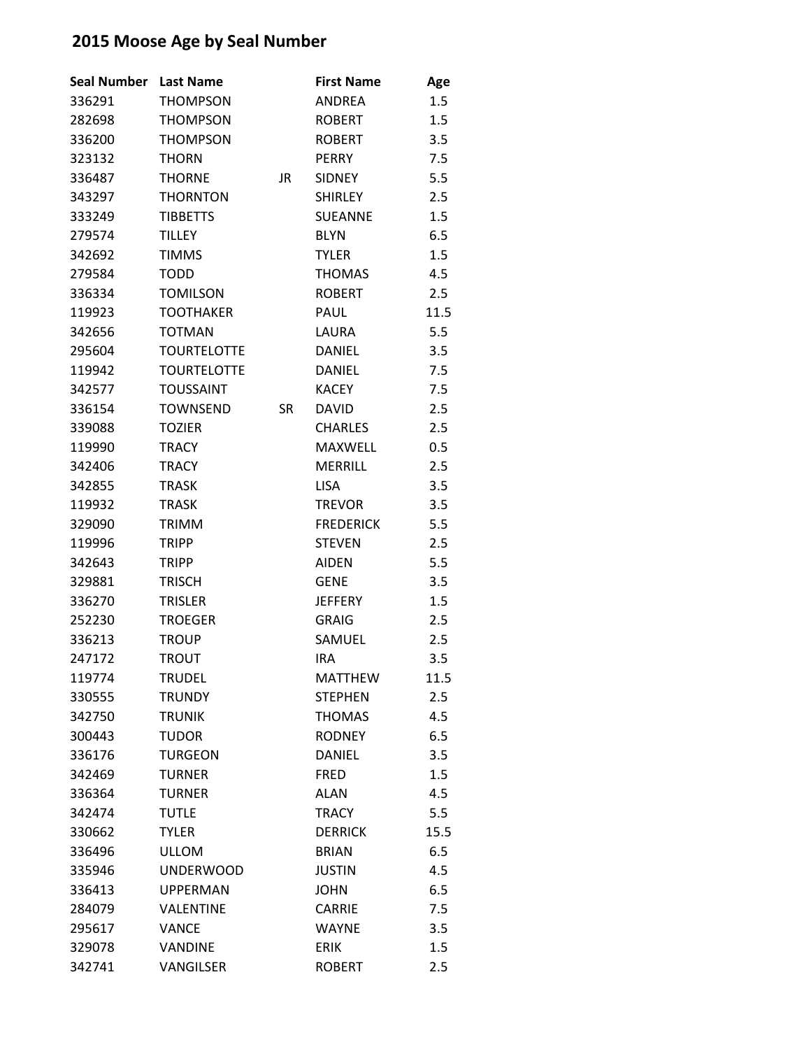## 2015 Moose Age by Seal Number

| Seal Number | Last Name | | First Name | Age |
|---|---|---|---|---|
| 336291 | THOMPSON | | ANDREA | 1.5 |
| 282698 | THOMPSON | | ROBERT | 1.5 |
| 336200 | THOMPSON | | ROBERT | 3.5 |
| 323132 | THORN | | PERRY | 7.5 |
| 336487 | THORNE | JR | SIDNEY | 5.5 |
| 343297 | THORNTON | | SHIRLEY | 2.5 |
| 333249 | TIBBETTS | | SUEANNE | 1.5 |
| 279574 | TILLEY | | BLYN | 6.5 |
| 342692 | TIMMS | | TYLER | 1.5 |
| 279584 | TODD | | THOMAS | 4.5 |
| 336334 | TOMILSON | | ROBERT | 2.5 |
| 119923 | TOOTHAKER | | PAUL | 11.5 |
| 342656 | TOTMAN | | LAURA | 5.5 |
| 295604 | TOURTELOTTE | | DANIEL | 3.5 |
| 119942 | TOURTELOTTE | | DANIEL | 7.5 |
| 342577 | TOUSSAINT | | KACEY | 7.5 |
| 336154 | TOWNSEND | SR | DAVID | 2.5 |
| 339088 | TOZIER | | CHARLES | 2.5 |
| 119990 | TRACY | | MAXWELL | 0.5 |
| 342406 | TRACY | | MERRILL | 2.5 |
| 342855 | TRASK | | LISA | 3.5 |
| 119932 | TRASK | | TREVOR | 3.5 |
| 329090 | TRIMM | | FREDERICK | 5.5 |
| 119996 | TRIPP | | STEVEN | 2.5 |
| 342643 | TRIPP | | AIDEN | 5.5 |
| 329881 | TRISCH | | GENE | 3.5 |
| 336270 | TRISLER | | JEFFERY | 1.5 |
| 252230 | TROEGER | | GRAIG | 2.5 |
| 336213 | TROUP | | SAMUEL | 2.5 |
| 247172 | TROUT | | IRA | 3.5 |
| 119774 | TRUDEL | | MATTHEW | 11.5 |
| 330555 | TRUNDY | | STEPHEN | 2.5 |
| 342750 | TRUNIK | | THOMAS | 4.5 |
| 300443 | TUDOR | | RODNEY | 6.5 |
| 336176 | TURGEON | | DANIEL | 3.5 |
| 342469 | TURNER | | FRED | 1.5 |
| 336364 | TURNER | | ALAN | 4.5 |
| 342474 | TUTLE | | TRACY | 5.5 |
| 330662 | TYLER | | DERRICK | 15.5 |
| 336496 | ULLOM | | BRIAN | 6.5 |
| 335946 | UNDERWOOD | | JUSTIN | 4.5 |
| 336413 | UPPERMAN | | JOHN | 6.5 |
| 284079 | VALENTINE | | CARRIE | 7.5 |
| 295617 | VANCE | | WAYNE | 3.5 |
| 329078 | VANDINE | | ERIK | 1.5 |
| 342741 | VANGILSER | | ROBERT | 2.5 |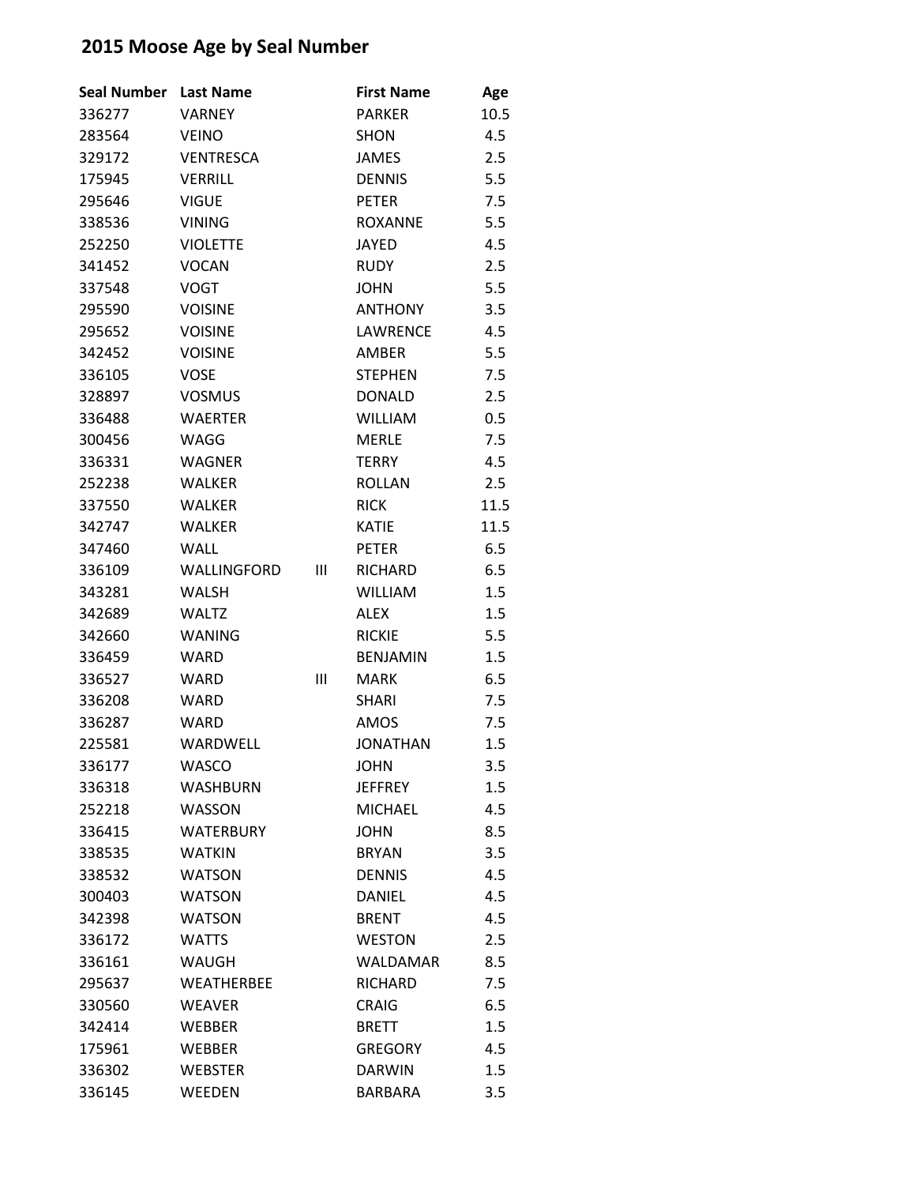## 2015 Moose Age by Seal Number

| Seal Number | Last Name | | First Name | Age |
|---|---|---|---|---|
| 336277 | VARNEY | | PARKER | 10.5 |
| 283564 | VEINO | | SHON | 4.5 |
| 329172 | VENTRESCA | | JAMES | 2.5 |
| 175945 | VERRILL | | DENNIS | 5.5 |
| 295646 | VIGUE | | PETER | 7.5 |
| 338536 | VINING | | ROXANNE | 5.5 |
| 252250 | VIOLETTE | | JAYED | 4.5 |
| 341452 | VOCAN | | RUDY | 2.5 |
| 337548 | VOGT | | JOHN | 5.5 |
| 295590 | VOISINE | | ANTHONY | 3.5 |
| 295652 | VOISINE | | LAWRENCE | 4.5 |
| 342452 | VOISINE | | AMBER | 5.5 |
| 336105 | VOSE | | STEPHEN | 7.5 |
| 328897 | VOSMUS | | DONALD | 2.5 |
| 336488 | WAERTER | | WILLIAM | 0.5 |
| 300456 | WAGG | | MERLE | 7.5 |
| 336331 | WAGNER | | TERRY | 4.5 |
| 252238 | WALKER | | ROLLAN | 2.5 |
| 337550 | WALKER | | RICK | 11.5 |
| 342747 | WALKER | | KATIE | 11.5 |
| 347460 | WALL | | PETER | 6.5 |
| 336109 | WALLINGFORD | III | RICHARD | 6.5 |
| 343281 | WALSH | | WILLIAM | 1.5 |
| 342689 | WALTZ | | ALEX | 1.5 |
| 342660 | WANING | | RICKIE | 5.5 |
| 336459 | WARD | | BENJAMIN | 1.5 |
| 336527 | WARD | III | MARK | 6.5 |
| 336208 | WARD | | SHARI | 7.5 |
| 336287 | WARD | | AMOS | 7.5 |
| 225581 | WARDWELL | | JONATHAN | 1.5 |
| 336177 | WASCO | | JOHN | 3.5 |
| 336318 | WASHBURN | | JEFFREY | 1.5 |
| 252218 | WASSON | | MICHAEL | 4.5 |
| 336415 | WATERBURY | | JOHN | 8.5 |
| 338535 | WATKIN | | BRYAN | 3.5 |
| 338532 | WATSON | | DENNIS | 4.5 |
| 300403 | WATSON | | DANIEL | 4.5 |
| 342398 | WATSON | | BRENT | 4.5 |
| 336172 | WATTS | | WESTON | 2.5 |
| 336161 | WAUGH | | WALDAMAR | 8.5 |
| 295637 | WEATHERBEE | | RICHARD | 7.5 |
| 330560 | WEAVER | | CRAIG | 6.5 |
| 342414 | WEBBER | | BRETT | 1.5 |
| 175961 | WEBBER | | GREGORY | 4.5 |
| 336302 | WEBSTER | | DARWIN | 1.5 |
| 336145 | WEEDEN | | BARBARA | 3.5 |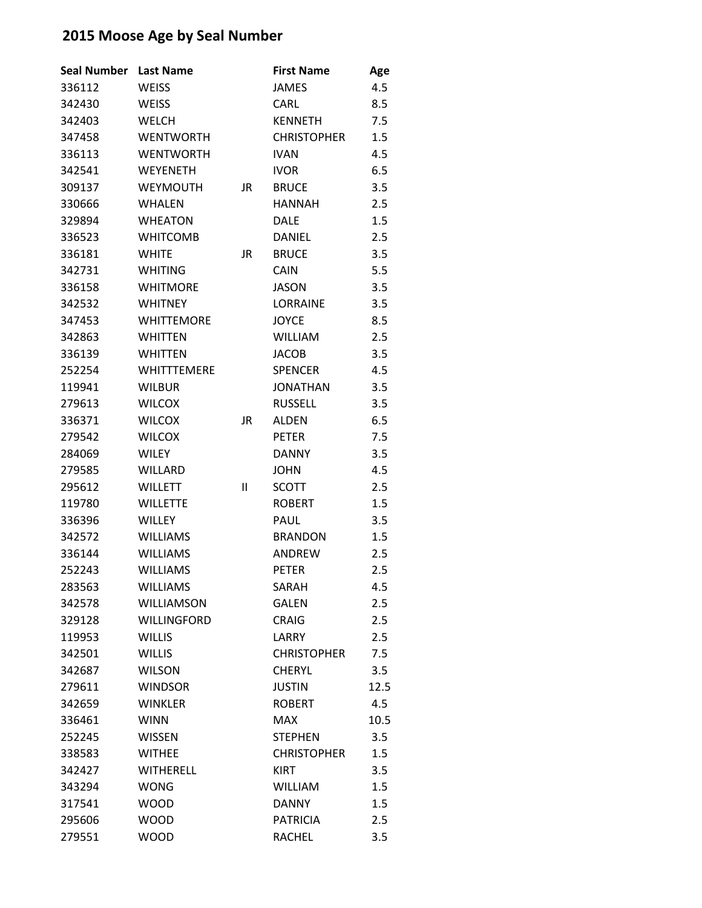# 2015 Moose Age by Seal Number

| Seal Number | Last Name | | First Name | Age |
|---|---|---|---|---|
| 336112 | WEISS | | JAMES | 4.5 |
| 342430 | WEISS | | CARL | 8.5 |
| 342403 | WELCH | | KENNETH | 7.5 |
| 347458 | WENTWORTH | | CHRISTOPHER | 1.5 |
| 336113 | WENTWORTH | | IVAN | 4.5 |
| 342541 | WEYENETH | | IVOR | 6.5 |
| 309137 | WEYMOUTH | JR | BRUCE | 3.5 |
| 330666 | WHALEN | | HANNAH | 2.5 |
| 329894 | WHEATON | | DALE | 1.5 |
| 336523 | WHITCOMB | | DANIEL | 2.5 |
| 336181 | WHITE | JR | BRUCE | 3.5 |
| 342731 | WHITING | | CAIN | 5.5 |
| 336158 | WHITMORE | | JASON | 3.5 |
| 342532 | WHITNEY | | LORRAINE | 3.5 |
| 347453 | WHITTEMORE | | JOYCE | 8.5 |
| 342863 | WHITTEN | | WILLIAM | 2.5 |
| 336139 | WHITTEN | | JACOB | 3.5 |
| 252254 | WHITTTEMERE | | SPENCER | 4.5 |
| 119941 | WILBUR | | JONATHAN | 3.5 |
| 279613 | WILCOX | | RUSSELL | 3.5 |
| 336371 | WILCOX | JR | ALDEN | 6.5 |
| 279542 | WILCOX | | PETER | 7.5 |
| 284069 | WILEY | | DANNY | 3.5 |
| 279585 | WILLARD | | JOHN | 4.5 |
| 295612 | WILLETT | II | SCOTT | 2.5 |
| 119780 | WILLETTE | | ROBERT | 1.5 |
| 336396 | WILLEY | | PAUL | 3.5 |
| 342572 | WILLIAMS | | BRANDON | 1.5 |
| 336144 | WILLIAMS | | ANDREW | 2.5 |
| 252243 | WILLIAMS | | PETER | 2.5 |
| 283563 | WILLIAMS | | SARAH | 4.5 |
| 342578 | WILLIAMSON | | GALEN | 2.5 |
| 329128 | WILLINGFORD | | CRAIG | 2.5 |
| 119953 | WILLIS | | LARRY | 2.5 |
| 342501 | WILLIS | | CHRISTOPHER | 7.5 |
| 342687 | WILSON | | CHERYL | 3.5 |
| 279611 | WINDSOR | | JUSTIN | 12.5 |
| 342659 | WINKLER | | ROBERT | 4.5 |
| 336461 | WINN | | MAX | 10.5 |
| 252245 | WISSEN | | STEPHEN | 3.5 |
| 338583 | WITHEE | | CHRISTOPHER | 1.5 |
| 342427 | WITHERELL | | KIRT | 3.5 |
| 343294 | WONG | | WILLIAM | 1.5 |
| 317541 | WOOD | | DANNY | 1.5 |
| 295606 | WOOD | | PATRICIA | 2.5 |
| 279551 | WOOD | | RACHEL | 3.5 |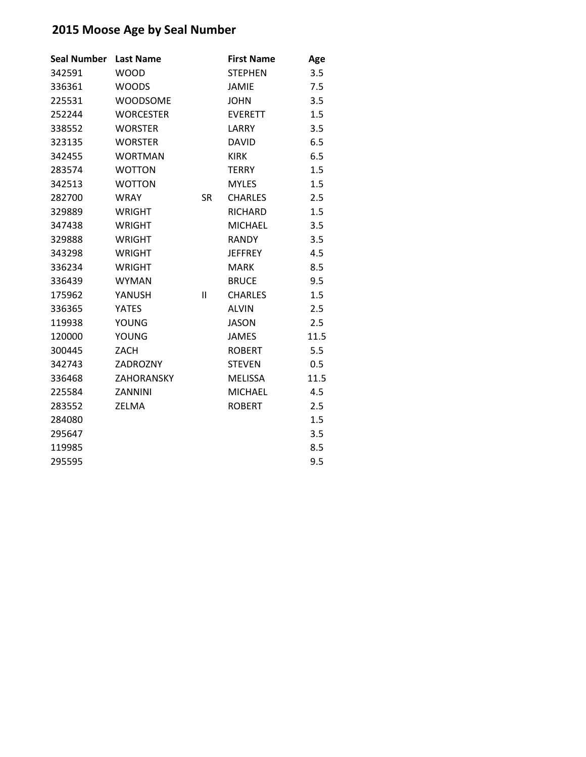## 2015 Moose Age by Seal Number

| Seal Number | Last Name | | First Name | Age |
|---|---|---|---|---|
| 342591 | WOOD | | STEPHEN | 3.5 |
| 336361 | WOODS | | JAMIE | 7.5 |
| 225531 | WOODSOME | | JOHN | 3.5 |
| 252244 | WORCESTER | | EVERETT | 1.5 |
| 338552 | WORSTER | | LARRY | 3.5 |
| 323135 | WORSTER | | DAVID | 6.5 |
| 342455 | WORTMAN | | KIRK | 6.5 |
| 283574 | WOTTON | | TERRY | 1.5 |
| 342513 | WOTTON | | MYLES | 1.5 |
| 282700 | WRAY | SR | CHARLES | 2.5 |
| 329889 | WRIGHT | | RICHARD | 1.5 |
| 347438 | WRIGHT | | MICHAEL | 3.5 |
| 329888 | WRIGHT | | RANDY | 3.5 |
| 343298 | WRIGHT | | JEFFREY | 4.5 |
| 336234 | WRIGHT | | MARK | 8.5 |
| 336439 | WYMAN | | BRUCE | 9.5 |
| 175962 | YANUSH | II | CHARLES | 1.5 |
| 336365 | YATES | | ALVIN | 2.5 |
| 119938 | YOUNG | | JASON | 2.5 |
| 120000 | YOUNG | | JAMES | 11.5 |
| 300445 | ZACH | | ROBERT | 5.5 |
| 342743 | ZADROZNY | | STEVEN | 0.5 |
| 336468 | ZAHORANSKY | | MELISSA | 11.5 |
| 225584 | ZANNINI | | MICHAEL | 4.5 |
| 283552 | ZELMA | | ROBERT | 2.5 |
| 284080 | | | | 1.5 |
| 295647 | | | | 3.5 |
| 119985 | | | | 8.5 |
| 295595 | | | | 9.5 |